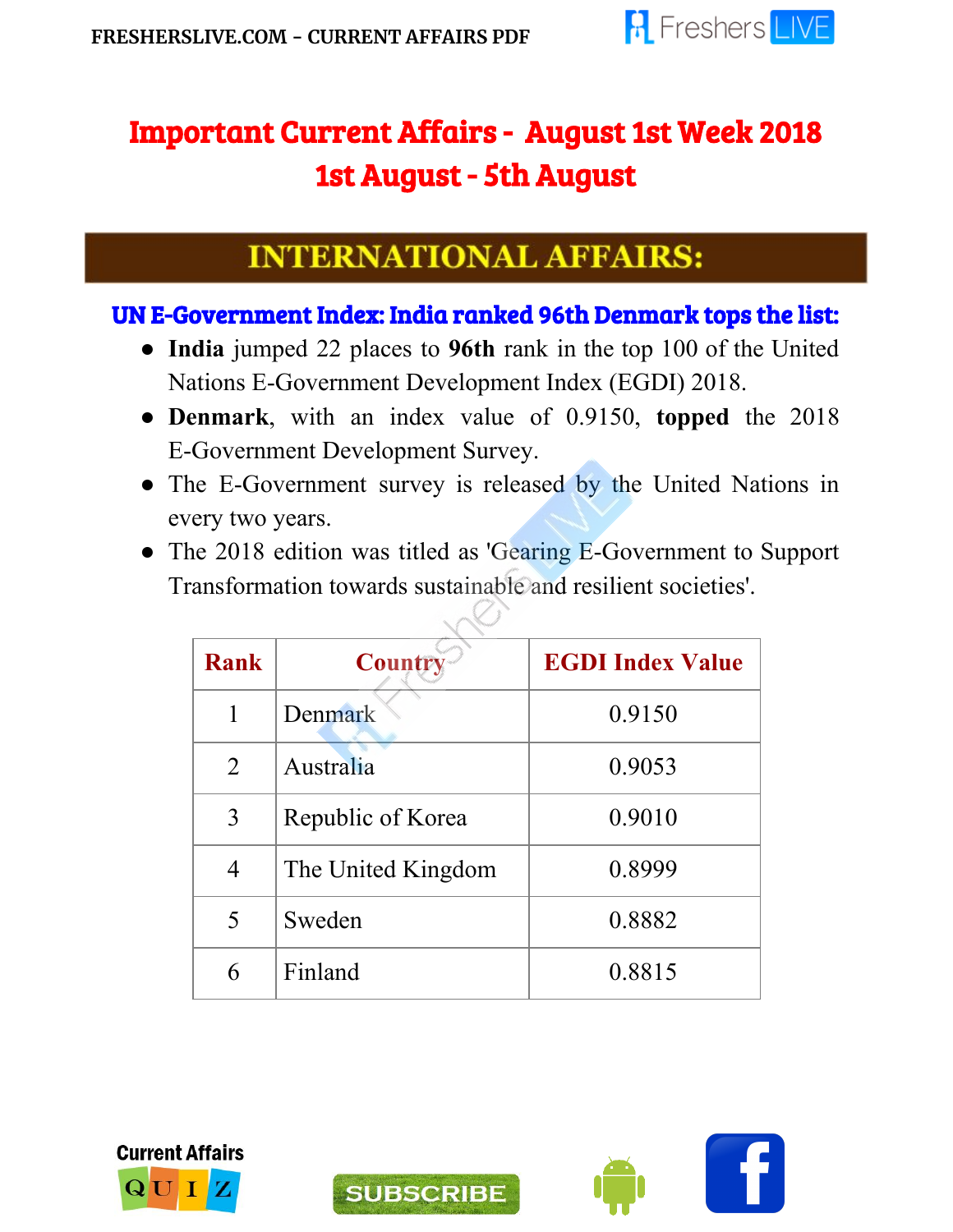# Important Current Affairs - August 1st Week 2018
# 1st August - 5th August

## INTERNATIONAL AFFAIRS:

### UN E-Government Index: India ranked 96th Denmark tops the list:

- **India** jumped 22 places to **96th** rank in the top 100 of the United Nations E-Government Development Index (EGDI) 2018.
- **Denmark**, with an index value of 0.9150, **topped** the 2018 E-Government Development Survey.
- The E-Government survey is released by the United Nations in every two years.
- The 2018 edition was titled as 'Gearing E-Government to Support Transformation towards sustainable and resilient societies'.

| Rank | Country | EGDI Index Value |
|---|---|---|
| 1 | Denmark | 0.9150 |
| 2 | Australia | 0.9053 |
| 3 | Republic of Korea | 0.9010 |
| 4 | The United Kingdom | 0.8999 |
| 5 | Sweden | 0.8882 |
| 6 | Finland | 0.8815 |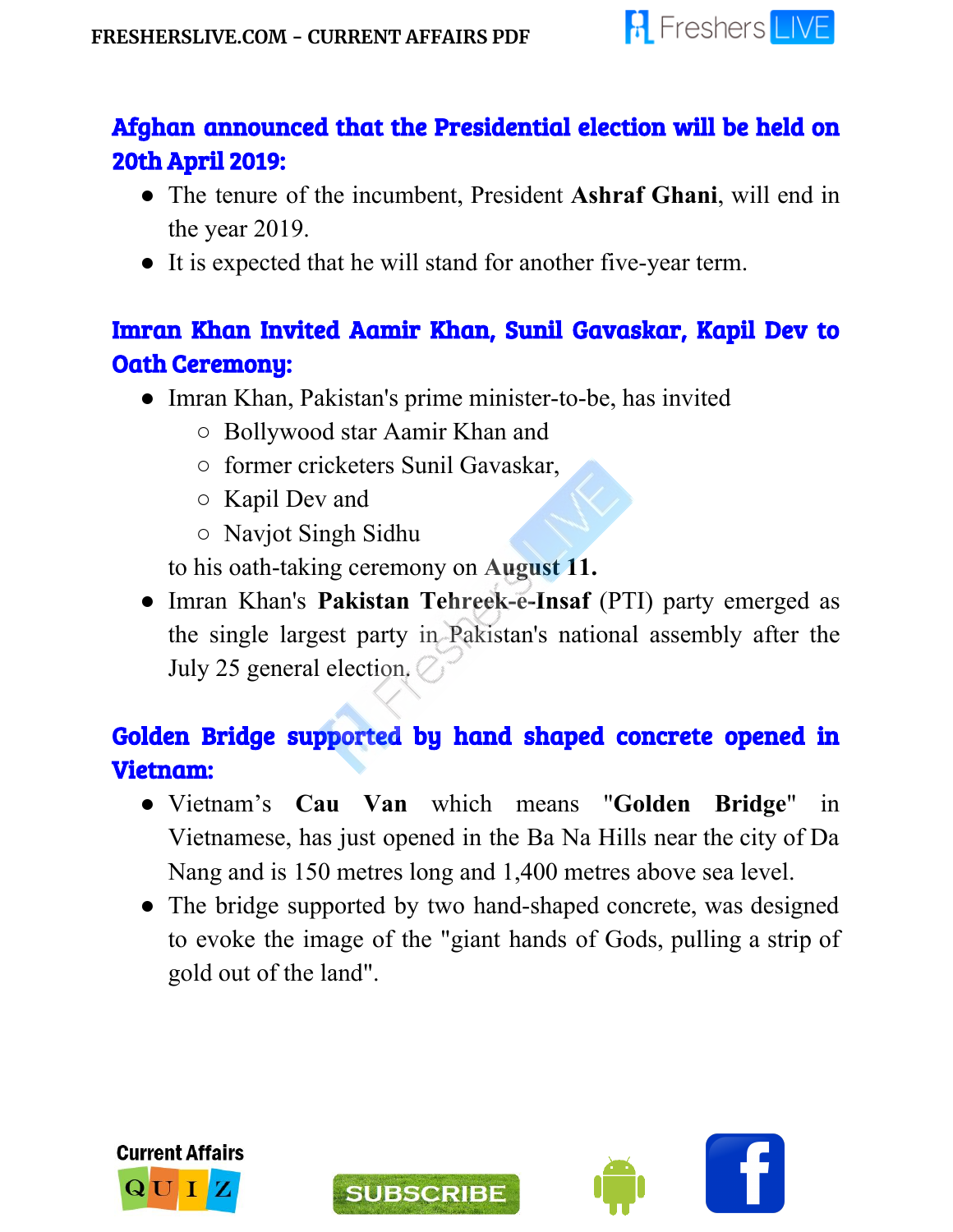## Afghan announced that the Presidential election will be held on 20th April 2019:

- The tenure of the incumbent, President **Ashraf Ghani**, will end in the year 2019.
- It is expected that he will stand for another five-year term.

## Imran Khan Invited Aamir Khan, Sunil Gavaskar, Kapil Dev to Oath Ceremony:

- Imran Khan, Pakistan's prime minister-to-be, has invited
  - Bollywood star Aamir Khan and
  - former cricketers Sunil Gavaskar,
  - Kapil Dev and
  - Navjot Singh Sidhu

  to his oath-taking ceremony on **August 11.**
- Imran Khan's **Pakistan Tehreek-e-Insaf** (PTI) party emerged as the single largest party in Pakistan's national assembly after the July 25 general election.

## Golden Bridge supported by hand shaped concrete opened in Vietnam:

- Vietnam's **Cau Van** which means "**Golden Bridge**" in Vietnamese, has just opened in the Ba Na Hills near the city of Da Nang and is 150 metres long and 1,400 metres above sea level.
- The bridge supported by two hand-shaped concrete, was designed to evoke the image of the "giant hands of Gods, pulling a strip of gold out of the land".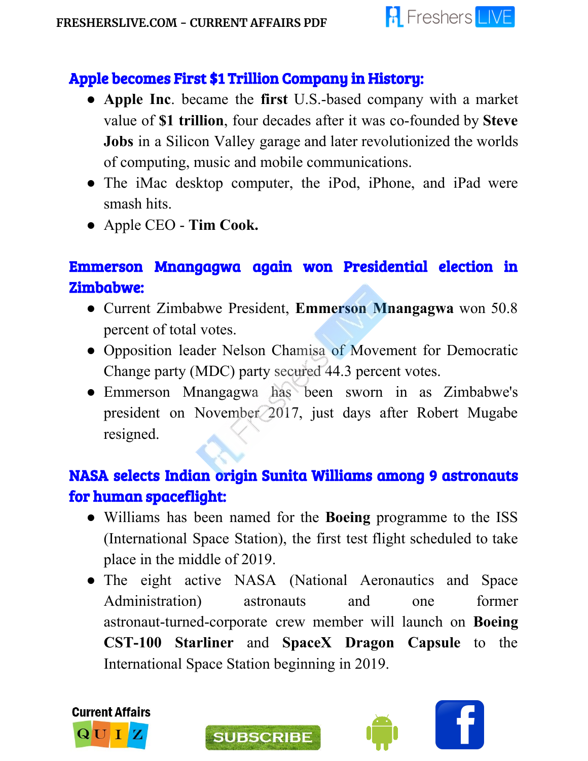## Apple becomes First $1 Trillion Company in History:

- **Apple Inc**. became the **first** U.S.-based company with a market value of **$1 trillion**, four decades after it was co-founded by **Steve Jobs** in a Silicon Valley garage and later revolutionized the worlds of computing, music and mobile communications.
- The iMac desktop computer, the iPod, iPhone, and iPad were smash hits.
- Apple CEO - **Tim Cook.**

## Emmerson Mnangagwa again won Presidential election in Zimbabwe:

- Current Zimbabwe President, **Emmerson Mnangagwa** won 50.8 percent of total votes.
- Opposition leader Nelson Chamisa of Movement for Democratic Change party (MDC) party secured 44.3 percent votes.
- Emmerson Mnangagwa has been sworn in as Zimbabwe's president on November 2017, just days after Robert Mugabe resigned.

## NASA selects Indian origin Sunita Williams among 9 astronauts for human spaceflight:

- Williams has been named for the **Boeing** programme to the ISS (International Space Station), the first test flight scheduled to take place in the middle of 2019.
- The eight active NASA (National Aeronautics and Space Administration) astronauts and one former astronaut-turned-corporate crew member will launch on **Boeing CST-100 Starliner** and **SpaceX Dragon Capsule** to the International Space Station beginning in 2019.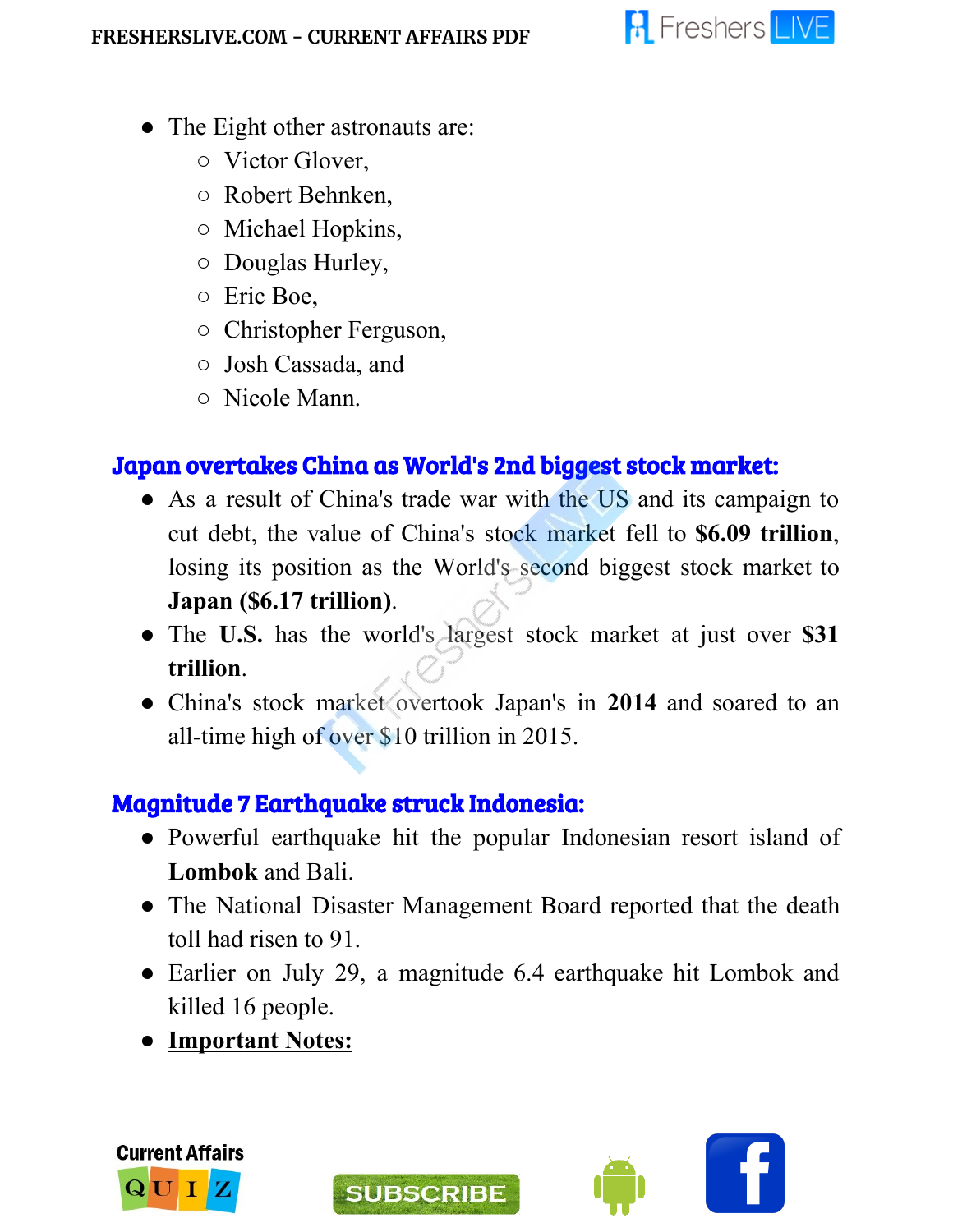- The Eight other astronauts are:
    - Victor Glover,
    - Robert Behnken,
    - Michael Hopkins,
    - Douglas Hurley,
    - Eric Boe,
    - Christopher Ferguson,
    - Josh Cassada, and
    - Nicole Mann.

## Japan overtakes China as World's 2nd biggest stock market:

- As a result of China's trade war with the US and its campaign to cut debt, the value of China's stock market fell to **$6.09 trillion**, losing its position as the World's second biggest stock market to **Japan ($6.17 trillion)**.
- The **U.S.** has the world's largest stock market at just over **$31 trillion**.
- China's stock market overtook Japan's in **2014** and soared to an all-time high of over $10 trillion in 2015.

## Magnitude 7 Earthquake struck Indonesia:

- Powerful earthquake hit the popular Indonesian resort island of **Lombok** and Bali.
- The National Disaster Management Board reported that the death toll had risen to 91.
- Earlier on July 29, a magnitude 6.4 earthquake hit Lombok and killed 16 people.
- **Important Notes:**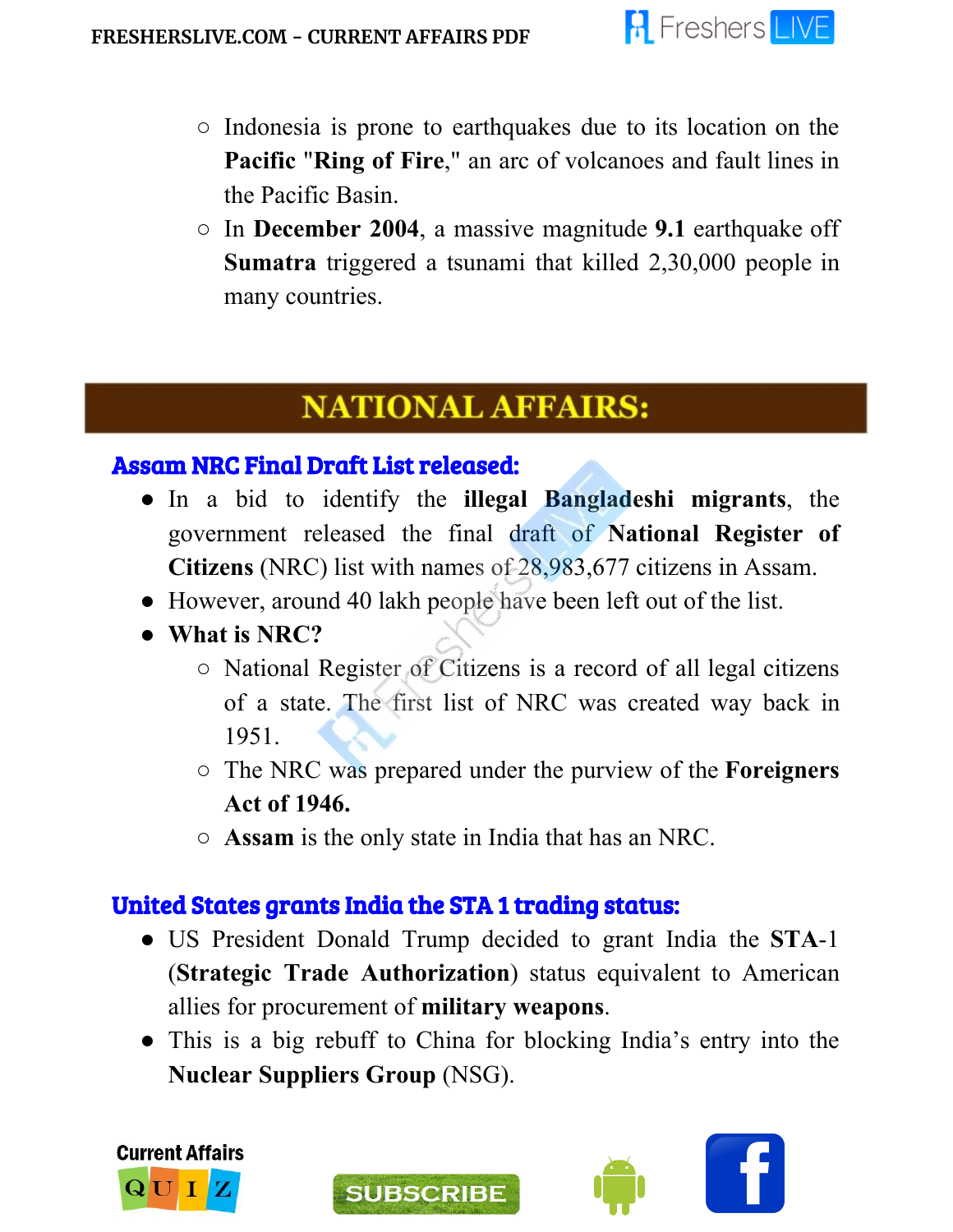- Indonesia is prone to earthquakes due to its location on the **Pacific** "**Ring of Fire**," an arc of volcanoes and fault lines in the Pacific Basin.
- In **December 2004**, a massive magnitude **9.1** earthquake off **Sumatra** triggered a tsunami that killed 2,30,000 people in many countries.

# NATIONAL AFFAIRS:

## Assam NRC Final Draft List released:

- In a bid to identify the **illegal Bangladeshi migrants**, the government released the final draft of **National Register of Citizens** (NRC) list with names of 28,983,677 citizens in Assam.
- However, around 40 lakh people have been left out of the list.
- **What is NRC?**
    - National Register of Citizens is a record of all legal citizens of a state. The first list of NRC was created way back in 1951.
    - The NRC was prepared under the purview of the **Foreigners Act of 1946.**
    - **Assam** is the only state in India that has an NRC.

## United States grants India the STA 1 trading status:

- US President Donald Trump decided to grant India the **STA**-1 (**Strategic Trade Authorization**) status equivalent to American allies for procurement of **military weapons**.
- This is a big rebuff to China for blocking India's entry into the **Nuclear Suppliers Group** (NSG).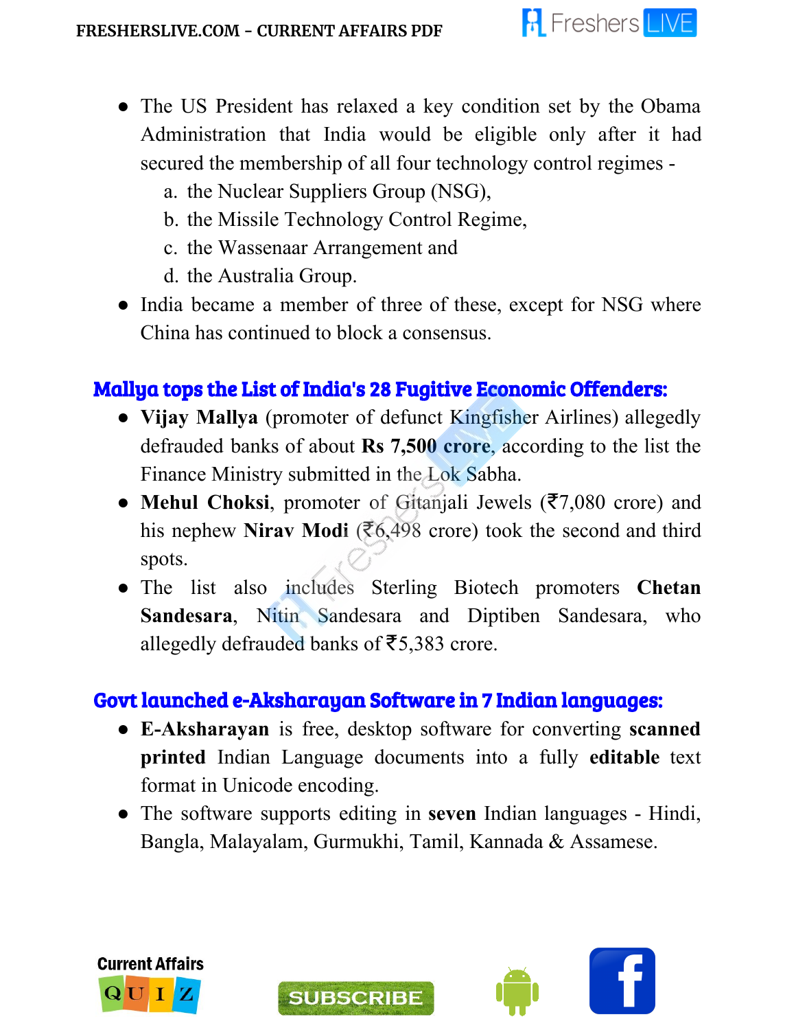- The US President has relaxed a key condition set by the Obama Administration that India would be eligible only after it had secured the membership of all four technology control regimes -
    a. the Nuclear Suppliers Group (NSG),
    b. the Missile Technology Control Regime,
    c. the Wassenaar Arrangement and
    d. the Australia Group.
- India became a member of three of these, except for NSG where China has continued to block a consensus.

## Mallya tops the List of India's 28 Fugitive Economic Offenders:

- **Vijay Mallya** (promoter of defunct Kingfisher Airlines) allegedly defrauded banks of about **Rs 7,500 crore**, according to the list the Finance Ministry submitted in the Lok Sabha.
- **Mehul Choksi**, promoter of Gitanjali Jewels (₹7,080 crore) and his nephew **Nirav Modi** (₹6,498 crore) took the second and third spots.
- The list also includes Sterling Biotech promoters **Chetan Sandesara**, Nitin Sandesara and Diptiben Sandesara, who allegedly defrauded banks of ₹5,383 crore.

## Govt launched e-Aksharayan Software in 7 Indian languages:

- **E-Aksharayan** is free, desktop software for converting **scanned printed** Indian Language documents into a fully **editable** text format in Unicode encoding.
- The software supports editing in **seven** Indian languages - Hindi, Bangla, Malayalam, Gurmukhi, Tamil, Kannada & Assamese.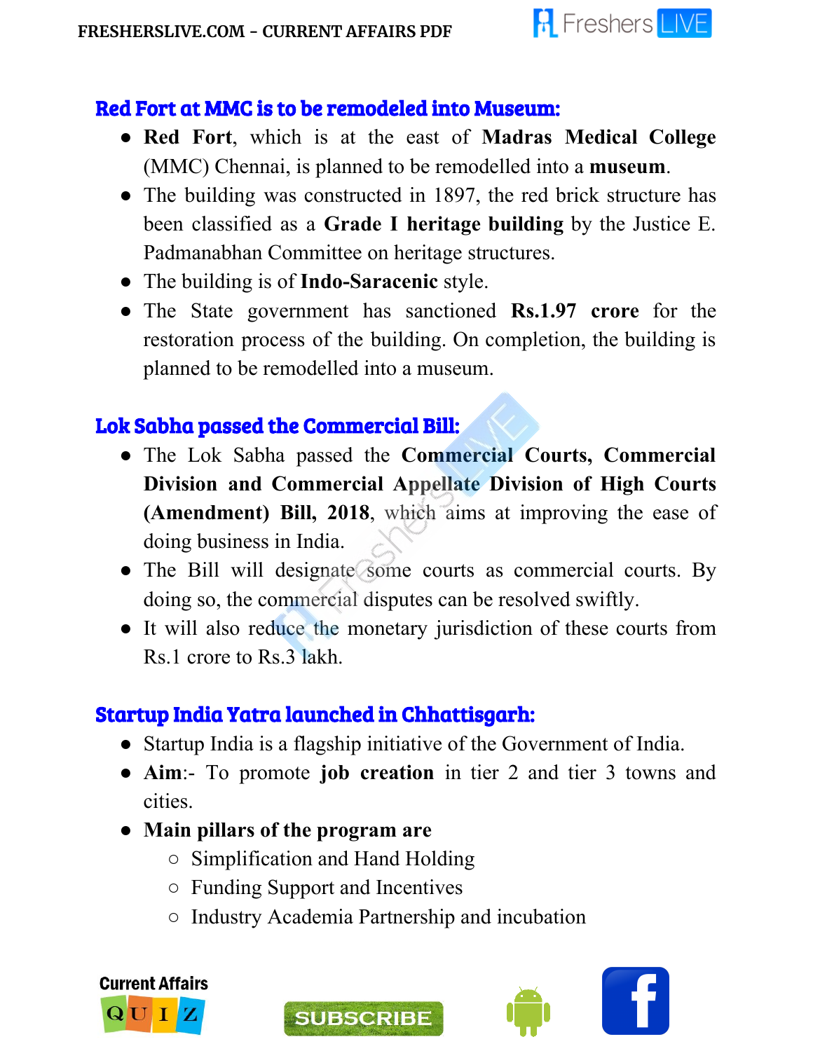## Red Fort at MMC is to be remodeled into Museum:

- **Red Fort**, which is at the east of **Madras Medical College** (MMC) Chennai, is planned to be remodelled into a **museum**.
- The building was constructed in 1897, the red brick structure has been classified as a **Grade I heritage building** by the Justice E. Padmanabhan Committee on heritage structures.
- The building is of **Indo-Saracenic** style.
- The State government has sanctioned **Rs.1.97 crore** for the restoration process of the building. On completion, the building is planned to be remodelled into a museum.

## Lok Sabha passed the Commercial Bill:

- The Lok Sabha passed the **Commercial Courts, Commercial Division and Commercial Appellate Division of High Courts (Amendment) Bill, 2018**, which aims at improving the ease of doing business in India.
- The Bill will designate some courts as commercial courts. By doing so, the commercial disputes can be resolved swiftly.
- It will also reduce the monetary jurisdiction of these courts from Rs.1 crore to Rs.3 lakh.

## Startup India Yatra launched in Chhattisgarh:

- Startup India is a flagship initiative of the Government of India.
- **Aim**:- To promote **job creation** in tier 2 and tier 3 towns and cities.
- **Main pillars of the program are**
  - Simplification and Hand Holding
  - Funding Support and Incentives
  - Industry Academia Partnership and incubation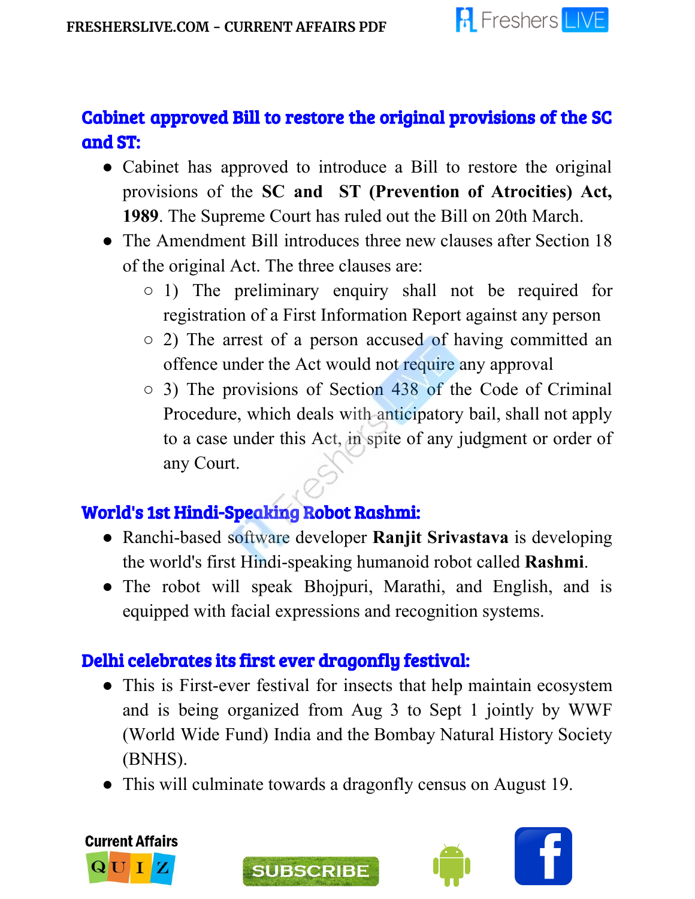## Cabinet approved Bill to restore the original provisions of the SC and ST:

- Cabinet has approved to introduce a Bill to restore the original provisions of the **SC and ST (Prevention of Atrocities) Act, 1989**. The Supreme Court has ruled out the Bill on 20th March.
- The Amendment Bill introduces three new clauses after Section 18 of the original Act. The three clauses are:
  - 1) The preliminary enquiry shall not be required for registration of a First Information Report against any person
  - 2) The arrest of a person accused of having committed an offence under the Act would not require any approval
  - 3) The provisions of Section 438 of the Code of Criminal Procedure, which deals with anticipatory bail, shall not apply to a case under this Act, in spite of any judgment or order of any Court.

## World's 1st Hindi-Speaking Robot Rashmi:

- Ranchi-based software developer **Ranjit Srivastava** is developing the world's first Hindi-speaking humanoid robot called **Rashmi**.
- The robot will speak Bhojpuri, Marathi, and English, and is equipped with facial expressions and recognition systems.

## Delhi celebrates its first ever dragonfly festival:

- This is First-ever festival for insects that help maintain ecosystem and is being organized from Aug 3 to Sept 1 jointly by WWF (World Wide Fund) India and the Bombay Natural History Society (BNHS).
- This will culminate towards a dragonfly census on August 19.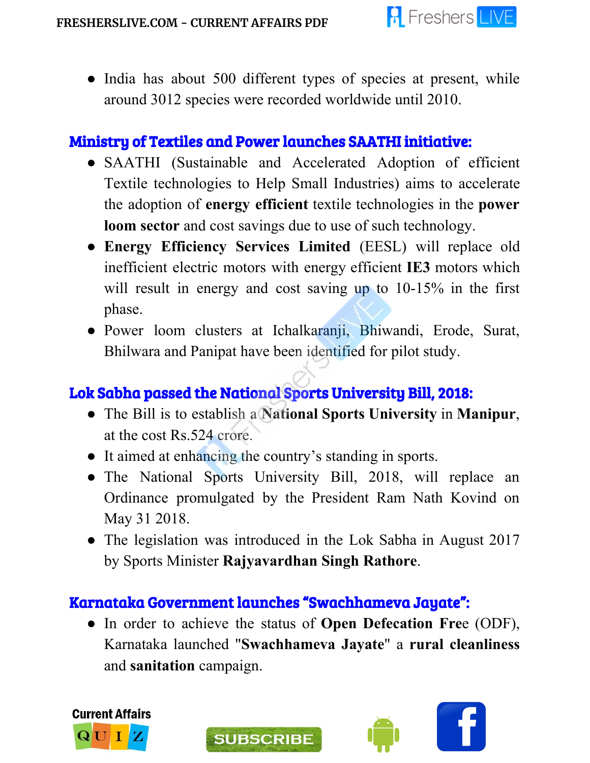- India has about 500 different types of species at present, while around 3012 species were recorded worldwide until 2010.

## Ministry of Textiles and Power launches SAATHI initiative:

- SAATHI (Sustainable and Accelerated Adoption of efficient Textile technologies to Help Small Industries) aims to accelerate the adoption of **energy efficient** textile technologies in the **power loom sector** and cost savings due to use of such technology.
- **Energy Efficiency Services Limited** (EESL) will replace old inefficient electric motors with energy efficient **IE3** motors which will result in energy and cost saving up to 10-15% in the first phase.
- Power loom clusters at Ichalkaranji, Bhiwandi, Erode, Surat, Bhilwara and Panipat have been identified for pilot study.

## Lok Sabha passed the National Sports University Bill, 2018:

- The Bill is to establish a **National Sports University** in **Manipur**, at the cost Rs.524 crore.
- It aimed at enhancing the country's standing in sports.
- The National Sports University Bill, 2018, will replace an Ordinance promulgated by the President Ram Nath Kovind on May 31 2018.
- The legislation was introduced in the Lok Sabha in August 2017 by Sports Minister **Rajyavardhan Singh Rathore**.

## Karnataka Government launches "Swachhameva Jayate":

- In order to achieve the status of **Open Defecation Free** (ODF), Karnataka launched "**Swachhameva Jayate**" a **rural cleanliness** and **sanitation** campaign.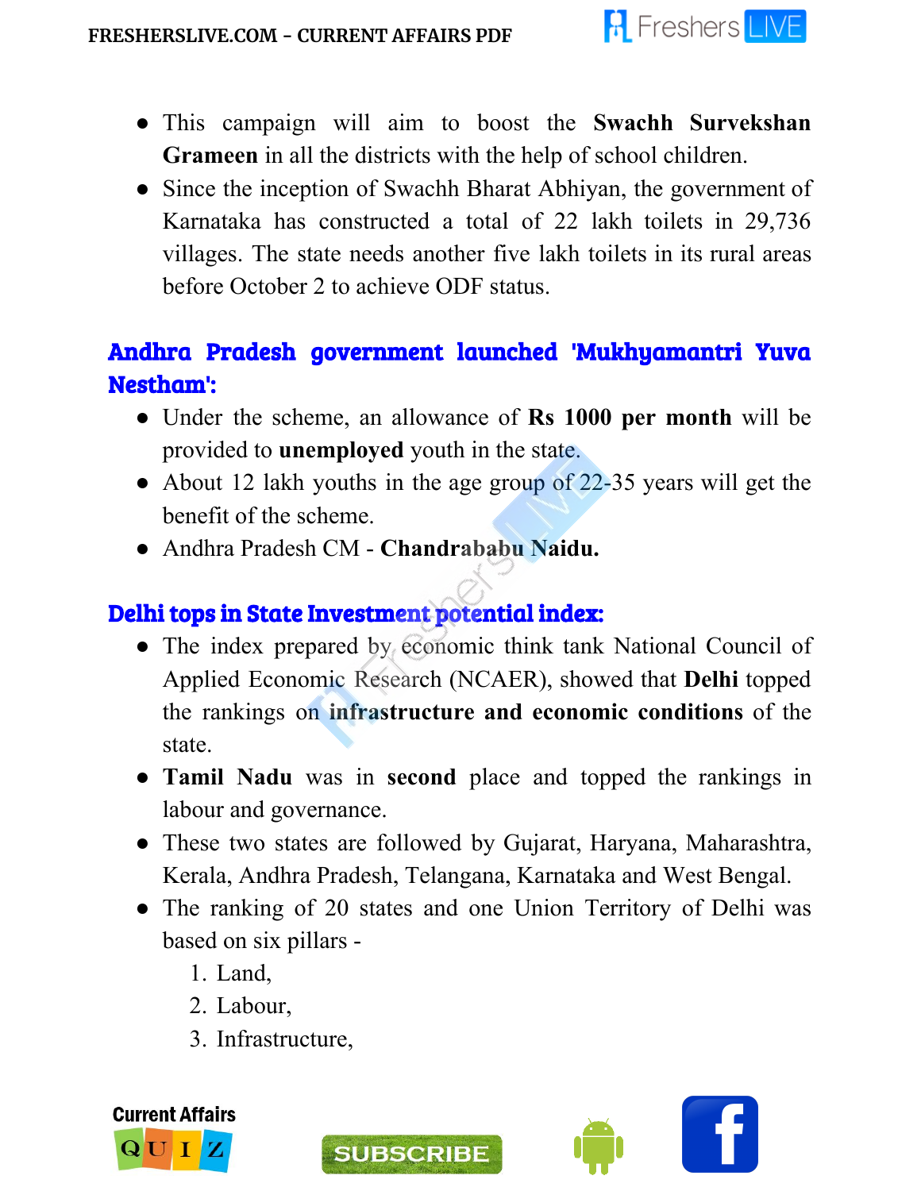- This campaign will aim to boost the **Swachh Survekshan Grameen** in all the districts with the help of school children.
- Since the inception of Swachh Bharat Abhiyan, the government of Karnataka has constructed a total of 22 lakh toilets in 29,736 villages. The state needs another five lakh toilets in its rural areas before October 2 to achieve ODF status.

## Andhra Pradesh government launched 'Mukhyamantri Yuva Nestham':

- Under the scheme, an allowance of **Rs 1000 per month** will be provided to **unemployed** youth in the state.
- About 12 lakh youths in the age group of 22-35 years will get the benefit of the scheme.
- Andhra Pradesh CM - **Chandrababu Naidu.**

## Delhi tops in State Investment potential index:

- The index prepared by economic think tank National Council of Applied Economic Research (NCAER), showed that **Delhi** topped the rankings on **infrastructure and economic conditions** of the state.
- **Tamil Nadu** was in **second** place and topped the rankings in labour and governance.
- These two states are followed by Gujarat, Haryana, Maharashtra, Kerala, Andhra Pradesh, Telangana, Karnataka and West Bengal.
- The ranking of 20 states and one Union Territory of Delhi was based on six pillars -
  1. Land,
  2. Labour,
  3. Infrastructure,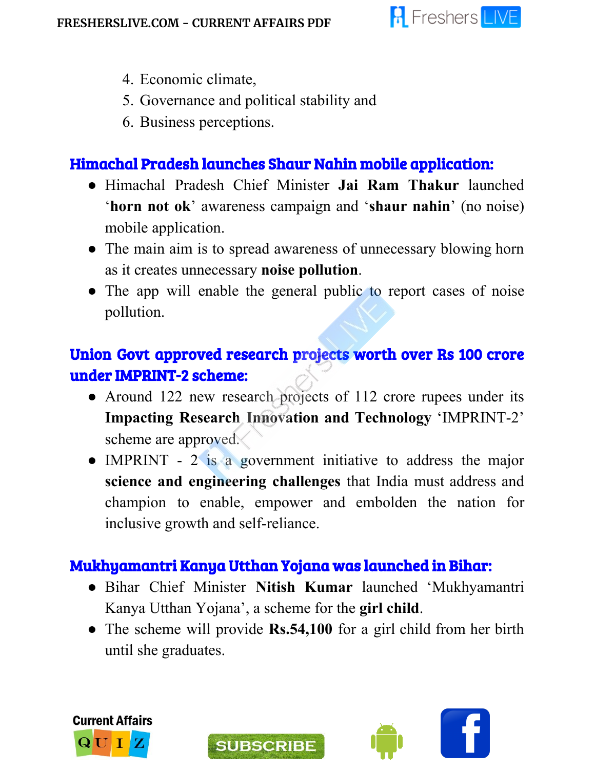4. Economic climate,
5. Governance and political stability and
6. Business perceptions.

## Himachal Pradesh launches Shaur Nahin mobile application:

- Himachal Pradesh Chief Minister **Jai Ram Thakur** launched '**horn not ok**' awareness campaign and '**shaur nahin**' (no noise) mobile application.
- The main aim is to spread awareness of unnecessary blowing horn as it creates unnecessary **noise pollution**.
- The app will enable the general public to report cases of noise pollution.

## Union Govt approved research projects worth over Rs 100 crore under IMPRINT-2 scheme:

- Around 122 new research projects of 112 crore rupees under its **Impacting Research Innovation and Technology** 'IMPRINT-2' scheme are approved.
- IMPRINT - 2 is a government initiative to address the major **science and engineering challenges** that India must address and champion to enable, empower and embolden the nation for inclusive growth and self-reliance.

## Mukhyamantri Kanya Utthan Yojana was launched in Bihar:

- Bihar Chief Minister **Nitish Kumar** launched 'Mukhyamantri Kanya Utthan Yojana', a scheme for the **girl child**.
- The scheme will provide **Rs.54,100** for a girl child from her birth until she graduates.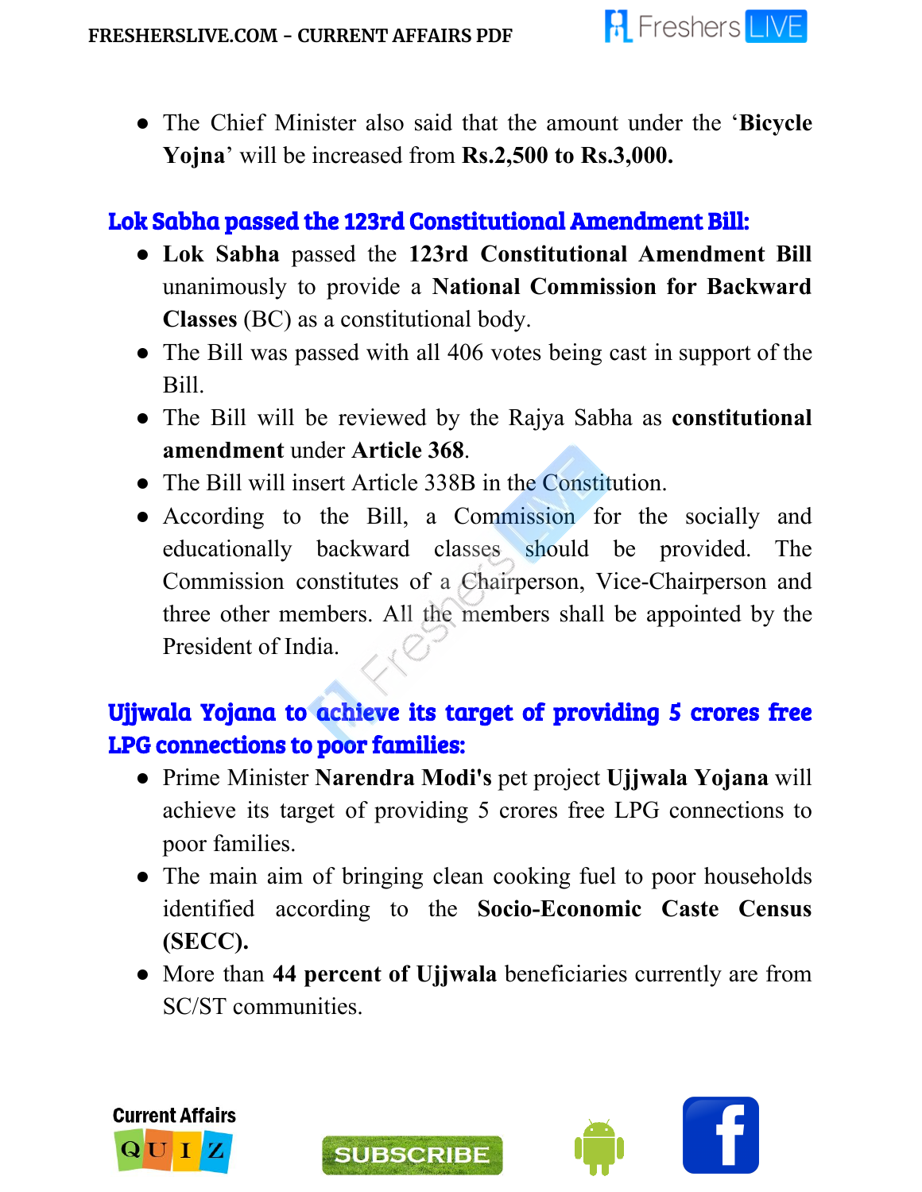- The Chief Minister also said that the amount under the '**Bicycle Yojna**' will be increased from **Rs.2,500 to Rs.3,000.**

## Lok Sabha passed the 123rd Constitutional Amendment Bill:

- **Lok Sabha** passed the **123rd Constitutional Amendment Bill** unanimously to provide a **National Commission for Backward Classes** (BC) as a constitutional body.
- The Bill was passed with all 406 votes being cast in support of the Bill.
- The Bill will be reviewed by the Rajya Sabha as **constitutional amendment** under **Article 368**.
- The Bill will insert Article 338B in the Constitution.
- According to the Bill, a Commission for the socially and educationally backward classes should be provided. The Commission constitutes of a Chairperson, Vice-Chairperson and three other members. All the members shall be appointed by the President of India.

## Ujjwala Yojana to achieve its target of providing 5 crores free LPG connections to poor families:

- Prime Minister **Narendra Modi's** pet project **Ujjwala Yojana** will achieve its target of providing 5 crores free LPG connections to poor families.
- The main aim of bringing clean cooking fuel to poor households identified according to the **Socio-Economic Caste Census (SECC).**
- More than **44 percent of Ujjwala** beneficiaries currently are from SC/ST communities.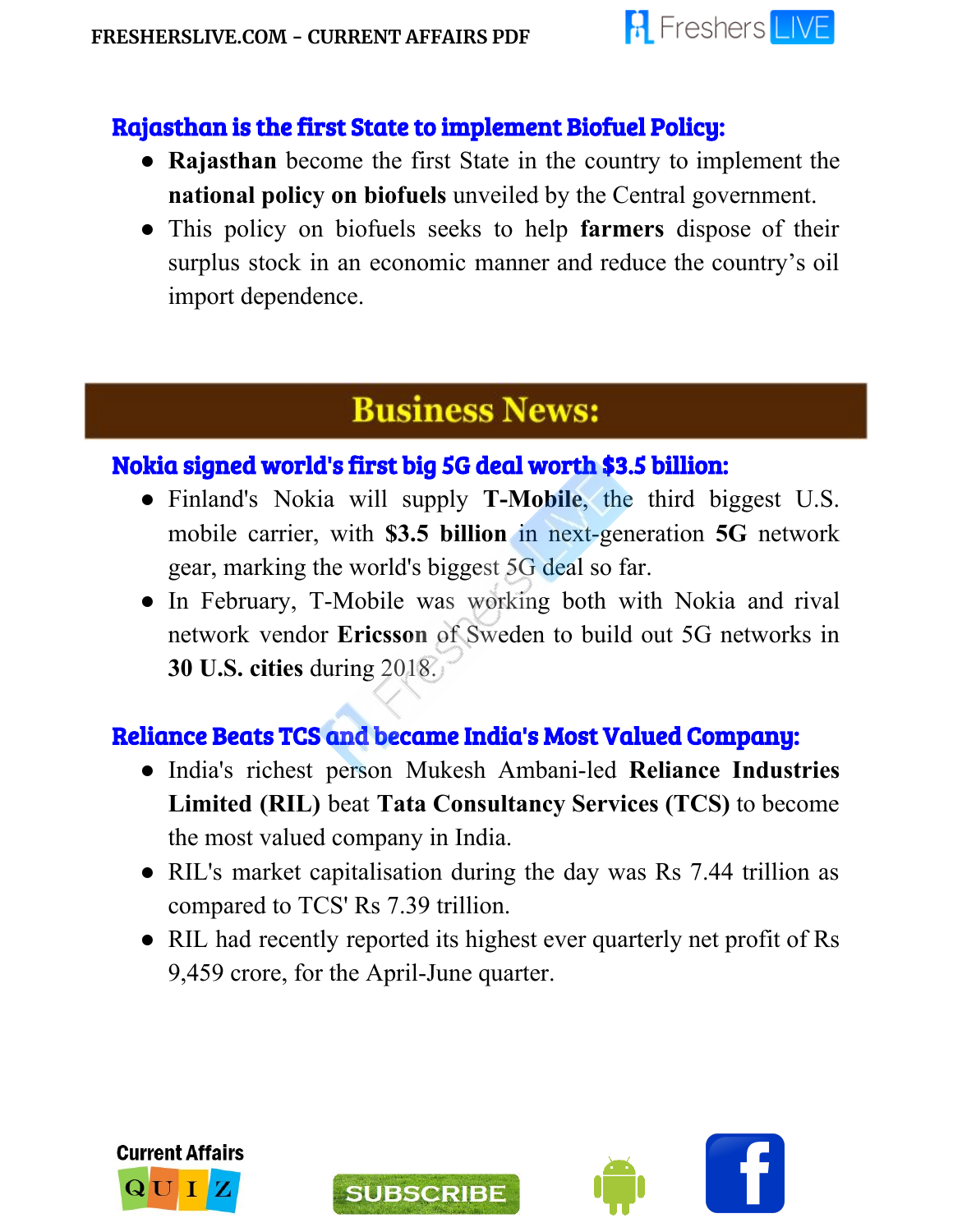### Rajasthan is the first State to implement Biofuel Policy:

- **Rajasthan** become the first State in the country to implement the **national policy on biofuels** unveiled by the Central government.
- This policy on biofuels seeks to help **farmers** dispose of their surplus stock in an economic manner and reduce the country's oil import dependence.

## Business News:

### Nokia signed world's first big 5G deal worth $3.5 billion:

- Finland's Nokia will supply **T-Mobile**, the third biggest U.S. mobile carrier, with **$3.5 billion** in next-generation **5G** network gear, marking the world's biggest 5G deal so far.
- In February, T-Mobile was working both with Nokia and rival network vendor **Ericsson** of Sweden to build out 5G networks in **30 U.S. cities** during 2018.

### Reliance Beats TCS and became India's Most Valued Company:

- India's richest person Mukesh Ambani-led **Reliance Industries Limited (RIL)** beat **Tata Consultancy Services (TCS)** to become the most valued company in India.
- RIL's market capitalisation during the day was Rs 7.44 trillion as compared to TCS' Rs 7.39 trillion.
- RIL had recently reported its highest ever quarterly net profit of Rs 9,459 crore, for the April-June quarter.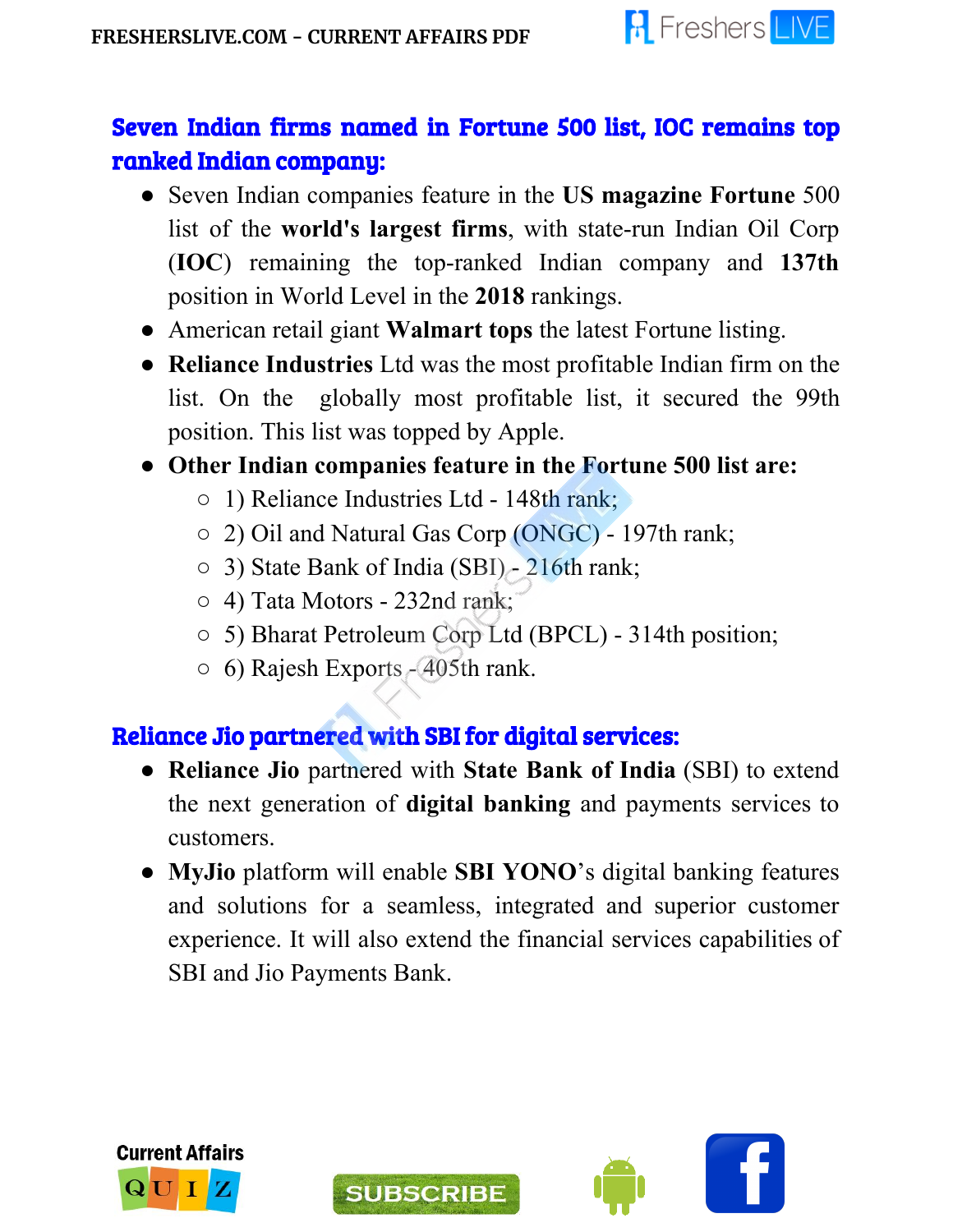## Seven Indian firms named in Fortune 500 list, IOC remains top ranked Indian company:

- Seven Indian companies feature in the **US magazine Fortune** 500 list of the **world's largest firms**, with state-run Indian Oil Corp (**IOC**) remaining the top-ranked Indian company and **137th** position in World Level in the **2018** rankings.
- American retail giant **Walmart tops** the latest Fortune listing.
- **Reliance Industries** Ltd was the most profitable Indian firm on the list. On the globally most profitable list, it secured the 99th position. This list was topped by Apple.
- **Other Indian companies feature in the Fortune 500 list are:**
  - 1) Reliance Industries Ltd - 148th rank;
  - 2) Oil and Natural Gas Corp (ONGC) - 197th rank;
  - 3) State Bank of India (SBI) - 216th rank;
  - 4) Tata Motors - 232nd rank;
  - 5) Bharat Petroleum Corp Ltd (BPCL) - 314th position;
  - 6) Rajesh Exports - 405th rank.

## Reliance Jio partnered with SBI for digital services:

- **Reliance Jio** partnered with **State Bank of India** (SBI) to extend the next generation of **digital banking** and payments services to customers.
- **MyJio** platform will enable **SBI YONO**'s digital banking features and solutions for a seamless, integrated and superior customer experience. It will also extend the financial services capabilities of SBI and Jio Payments Bank.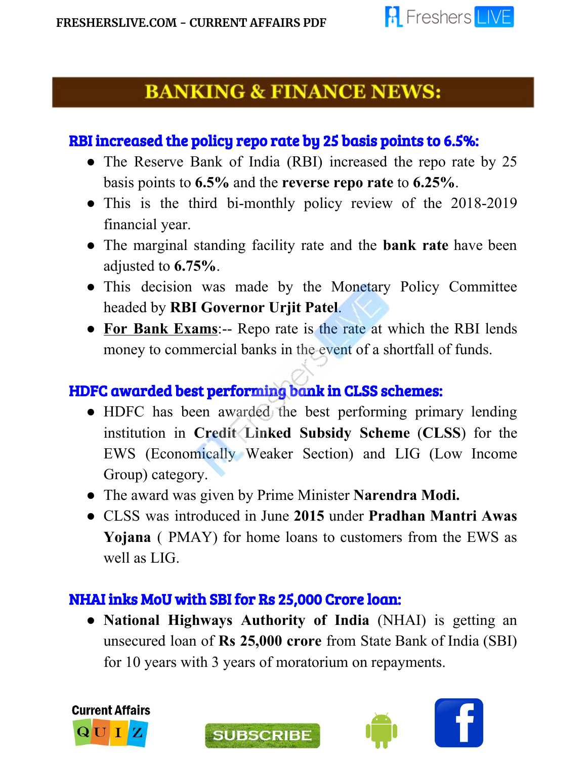## BANKING & FINANCE NEWS:

### RBI increased the policy repo rate by 25 basis points to 6.5%:

- The Reserve Bank of India (RBI) increased the repo rate by 25 basis points to **6.5%** and the **reverse repo rate** to **6.25%**.
- This is the third bi-monthly policy review of the 2018-2019 financial year.
- The marginal standing facility rate and the **bank rate** have been adjusted to **6.75%**.
- This decision was made by the Monetary Policy Committee headed by **RBI Governor Urjit Patel**.
- **For Bank Exams**:-- Repo rate is the rate at which the RBI lends money to commercial banks in the event of a shortfall of funds.

### HDFC awarded best performing bank in CLSS schemes:

- HDFC has been awarded the best performing primary lending institution in **Credit Linked Subsidy Scheme** (**CLSS**) for the EWS (Economically Weaker Section) and LIG (Low Income Group) category.
- The award was given by Prime Minister **Narendra Modi.**
- CLSS was introduced in June **2015** under **Pradhan Mantri Awas Yojana** ( PMAY) for home loans to customers from the EWS as well as LIG.

### NHAI inks MoU with SBI for Rs 25,000 Crore loan:

- **National Highways Authority of India** (NHAI) is getting an unsecured loan of **Rs 25,000 crore** from State Bank of India (SBI) for 10 years with 3 years of moratorium on repayments.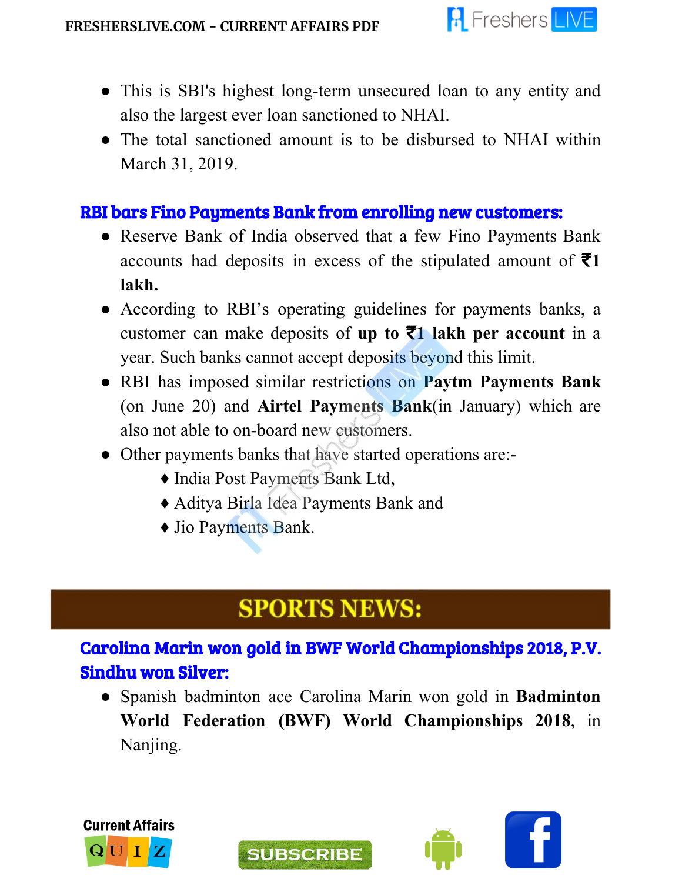- This is SBI's highest long-term unsecured loan to any entity and also the largest ever loan sanctioned to NHAI.
- The total sanctioned amount is to be disbursed to NHAI within March 31, 2019.

### RBI bars Fino Payments Bank from enrolling new customers:

- Reserve Bank of India observed that a few Fino Payments Bank accounts had deposits in excess of the stipulated amount of **₹1 lakh.**
- According to RBI's operating guidelines for payments banks, a customer can make deposits of **up to ₹1 lakh per account** in a year. Such banks cannot accept deposits beyond this limit.
- RBI has imposed similar restrictions on **Paytm Payments Bank** (on June 20) and **Airtel Payments Bank**(in January) which are also not able to on-board new customers.
- Other payments banks that have started operations are:-
  - ♦ India Post Payments Bank Ltd,
  - ♦ Aditya Birla Idea Payments Bank and
  - ♦ Jio Payments Bank.

## SPORTS NEWS:

### Carolina Marin won gold in BWF World Championships 2018, P.V. Sindhu won Silver:

- Spanish badminton ace Carolina Marin won gold in **Badminton World Federation (BWF) World Championships 2018**, in Nanjing.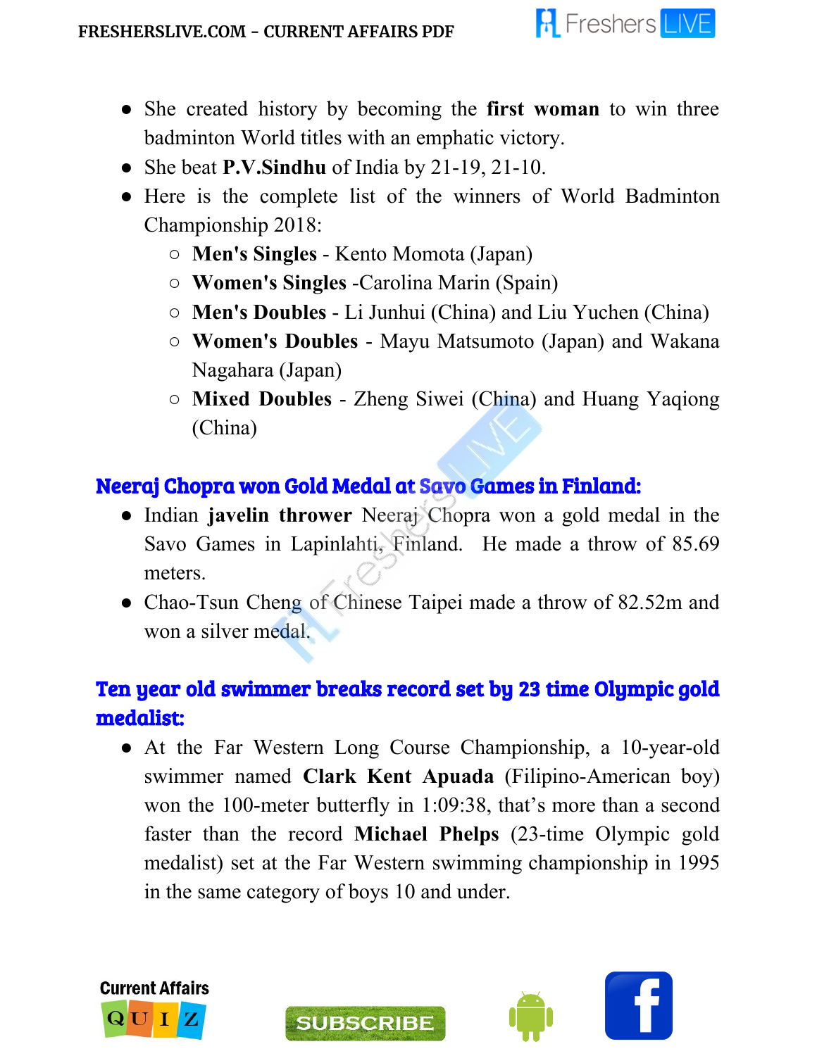- She created history by becoming the **first woman** to win three badminton World titles with an emphatic victory.
- She beat **P.V.Sindhu** of India by 21-19, 21-10.
- Here is the complete list of the winners of World Badminton Championship 2018:
  - **Men's Singles** - Kento Momota (Japan)
  - **Women's Singles** -Carolina Marin (Spain)
  - **Men's Doubles** - Li Junhui (China) and Liu Yuchen (China)
  - **Women's Doubles** - Mayu Matsumoto (Japan) and Wakana Nagahara (Japan)
  - **Mixed Doubles** - Zheng Siwei (China) and Huang Yaqiong (China)

## Neeraj Chopra won Gold Medal at Savo Games in Finland:

- Indian **javelin thrower** Neeraj Chopra won a gold medal in the Savo Games in Lapinlahti, Finland. He made a throw of 85.69 meters.
- Chao-Tsun Cheng of Chinese Taipei made a throw of 82.52m and won a silver medal.

## Ten year old swimmer breaks record set by 23 time Olympic gold medalist:

- At the Far Western Long Course Championship, a 10-year-old swimmer named **Clark Kent Apuada** (Filipino-American boy) won the 100-meter butterfly in 1:09:38, that's more than a second faster than the record **Michael Phelps** (23-time Olympic gold medalist) set at the Far Western swimming championship in 1995 in the same category of boys 10 and under.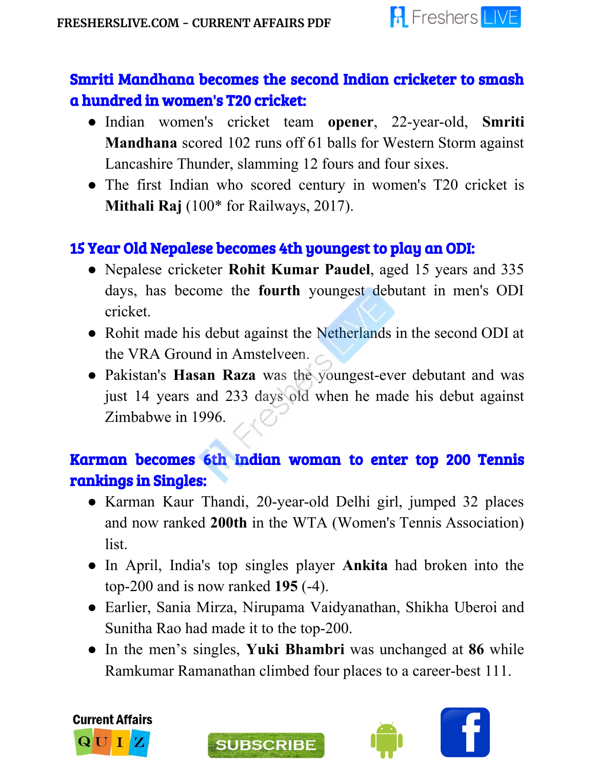## Smriti Mandhana becomes the second Indian cricketer to smash a hundred in women's T20 cricket:

- Indian women's cricket team **opener**, 22-year-old, **Smriti Mandhana** scored 102 runs off 61 balls for Western Storm against Lancashire Thunder, slamming 12 fours and four sixes.
- The first Indian who scored century in women's T20 cricket is **Mithali Raj** (100* for Railways, 2017).

## 15 Year Old Nepalese becomes 4th youngest to play an ODI:

- Nepalese cricketer **Rohit Kumar Paudel**, aged 15 years and 335 days, has become the **fourth** youngest debutant in men's ODI cricket.
- Rohit made his debut against the Netherlands in the second ODI at the VRA Ground in Amstelveen.
- Pakistan's **Hasan Raza** was the youngest-ever debutant and was just 14 years and 233 days old when he made his debut against Zimbabwe in 1996.

## Karman becomes 6th Indian woman to enter top 200 Tennis rankings in Singles:

- Karman Kaur Thandi, 20-year-old Delhi girl, jumped 32 places and now ranked **200th** in the WTA (Women's Tennis Association) list.
- In April, India's top singles player **Ankita** had broken into the top-200 and is now ranked **195** (-4).
- Earlier, Sania Mirza, Nirupama Vaidyanathan, Shikha Uberoi and Sunitha Rao had made it to the top-200.
- In the men's singles, **Yuki Bhambri** was unchanged at **86** while Ramkumar Ramanathan climbed four places to a career-best 111.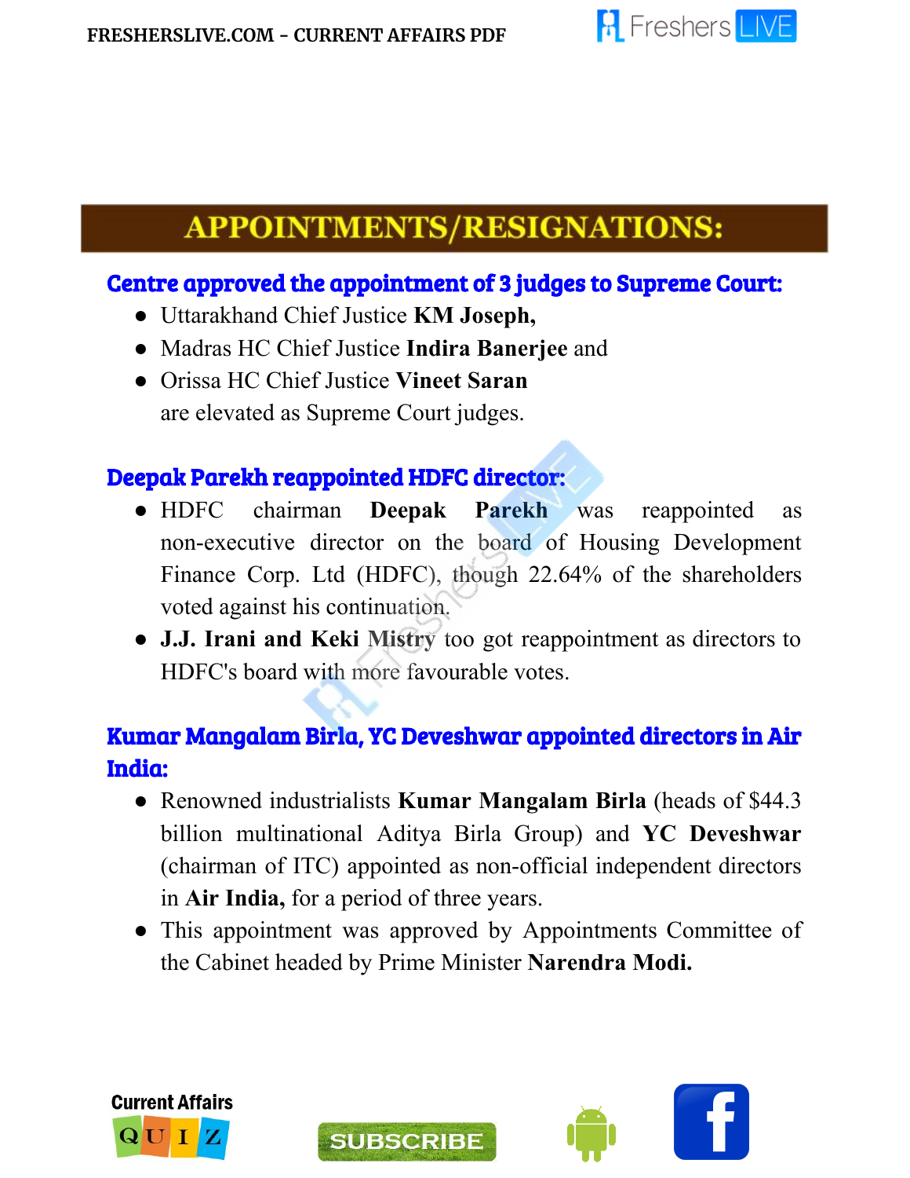# APPOINTMENTS/RESIGNATIONS:

## Centre approved the appointment of 3 judges to Supreme Court:

- Uttarakhand Chief Justice **KM Joseph,**
- Madras HC Chief Justice **Indira Banerjee** and
- Orissa HC Chief Justice **Vineet Saran**

  are elevated as Supreme Court judges.

## Deepak Parekh reappointed HDFC director:

- HDFC chairman **Deepak Parekh** was reappointed as non-executive director on the board of Housing Development Finance Corp. Ltd (HDFC), though 22.64% of the shareholders voted against his continuation.
- **J.J. Irani and Keki Mistry** too got reappointment as directors to HDFC's board with more favourable votes.

## Kumar Mangalam Birla, YC Deveshwar appointed directors in Air India:

- Renowned industrialists **Kumar Mangalam Birla** (heads of $44.3 billion multinational Aditya Birla Group) and **YC Deveshwar** (chairman of ITC) appointed as non-official independent directors in **Air India,** for a period of three years.
- This appointment was approved by Appointments Committee of the Cabinet headed by Prime Minister **Narendra Modi.**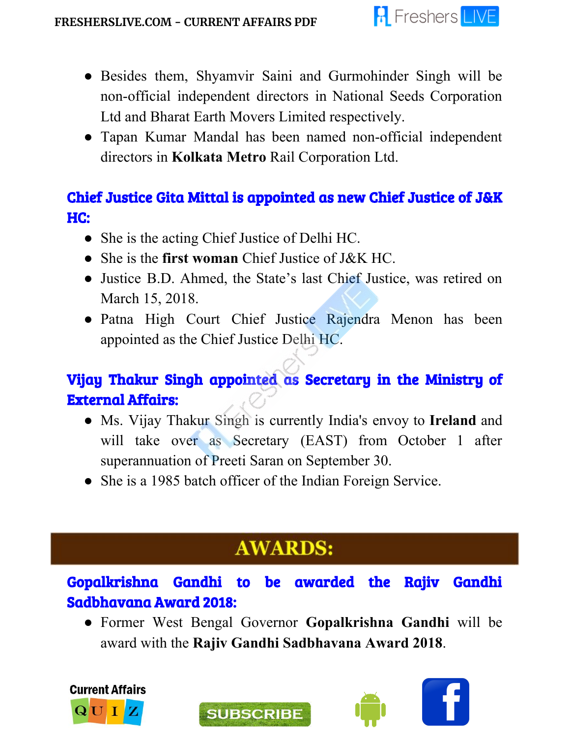- Besides them, Shyamvir Saini and Gurmohinder Singh will be non-official independent directors in National Seeds Corporation Ltd and Bharat Earth Movers Limited respectively.
- Tapan Kumar Mandal has been named non-official independent directors in **Kolkata Metro** Rail Corporation Ltd.

### Chief Justice Gita Mittal is appointed as new Chief Justice of J&K HC:

- She is the acting Chief Justice of Delhi HC.
- She is the **first woman** Chief Justice of J&K HC.
- Justice B.D. Ahmed, the State's last Chief Justice, was retired on March 15, 2018.
- Patna High Court Chief Justice Rajendra Menon has been appointed as the Chief Justice Delhi HC.

### Vijay Thakur Singh appointed as Secretary in the Ministry of External Affairs:

- Ms. Vijay Thakur Singh is currently India's envoy to **Ireland** and will take over as Secretary (EAST) from October 1 after superannuation of Preeti Saran on September 30.
- She is a 1985 batch officer of the Indian Foreign Service.

## AWARDS:

### Gopalkrishna Gandhi to be awarded the Rajiv Gandhi Sadbhavana Award 2018:

- Former West Bengal Governor **Gopalkrishna Gandhi** will be award with the **Rajiv Gandhi Sadbhavana Award 2018**.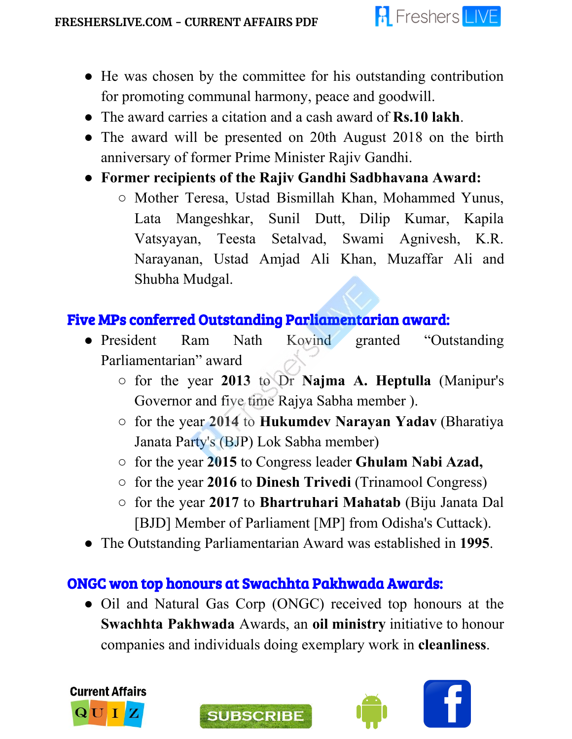- He was chosen by the committee for his outstanding contribution for promoting communal harmony, peace and goodwill.
- The award carries a citation and a cash award of **Rs.10 lakh**.
- The award will be presented on 20th August 2018 on the birth anniversary of former Prime Minister Rajiv Gandhi.
- **Former recipients of the Rajiv Gandhi Sadbhavana Award:**
  - Mother Teresa, Ustad Bismillah Khan, Mohammed Yunus, Lata Mangeshkar, Sunil Dutt, Dilip Kumar, Kapila Vatsyayan, Teesta Setalvad, Swami Agnivesh, K.R. Narayanan, Ustad Amjad Ali Khan, Muzaffar Ali and Shubha Mudgal.

## Five MPs conferred Outstanding Parliamentarian award:

- President Ram Nath Kovind granted "Outstanding Parliamentarian" award
  - for the year **2013** to Dr **Najma A. Heptulla** (Manipur's Governor and five time Rajya Sabha member ).
  - for the year **2014** to **Hukumdev Narayan Yadav** (Bharatiya Janata Party's (BJP) Lok Sabha member)
  - for the year **2015** to Congress leader **Ghulam Nabi Azad,**
  - for the year **2016** to **Dinesh Trivedi** (Trinamool Congress)
  - for the year **2017** to **Bhartruhari Mahatab** (Biju Janata Dal [BJD] Member of Parliament [MP] from Odisha's Cuttack).
- The Outstanding Parliamentarian Award was established in **1995**.

## ONGC won top honours at Swachhta Pakhwada Awards:

- Oil and Natural Gas Corp (ONGC) received top honours at the **Swachhta Pakhwada** Awards, an **oil ministry** initiative to honour companies and individuals doing exemplary work in **cleanliness**.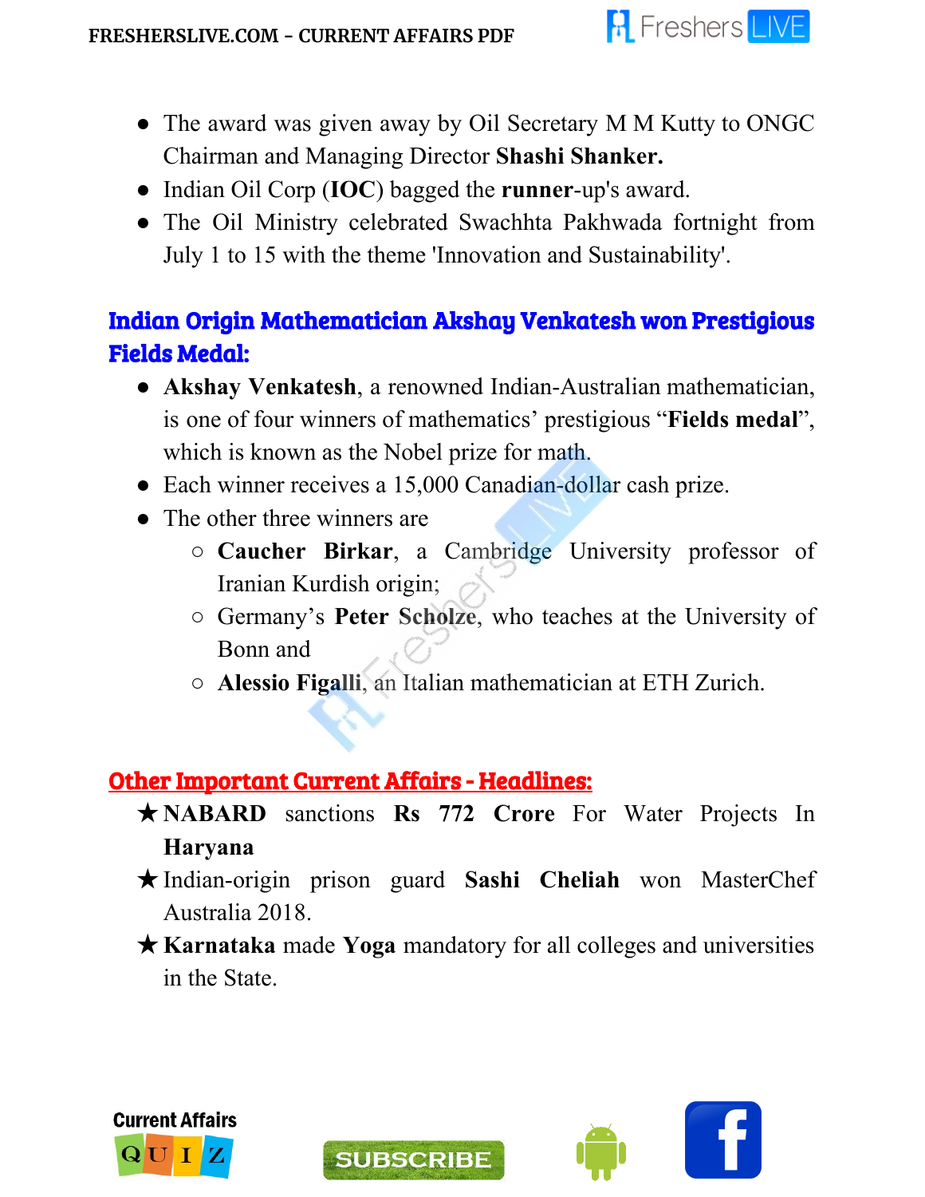- The award was given away by Oil Secretary M M Kutty to ONGC Chairman and Managing Director **Shashi Shanker.**
- Indian Oil Corp (**IOC**) bagged the **runner**-up's award.
- The Oil Ministry celebrated Swachhta Pakhwada fortnight from July 1 to 15 with the theme 'Innovation and Sustainability'.

## Indian Origin Mathematician Akshay Venkatesh won Prestigious Fields Medal:

- **Akshay Venkatesh**, a renowned Indian-Australian mathematician, is one of four winners of mathematics' prestigious "**Fields medal**", which is known as the Nobel prize for math.
- Each winner receives a 15,000 Canadian-dollar cash prize.
- The other three winners are
  - **Caucher Birkar**, a Cambridge University professor of Iranian Kurdish origin;
  - Germany's **Peter Scholze**, who teaches at the University of Bonn and
  - **Alessio Figalli**, an Italian mathematician at ETH Zurich.

## Other Important Current Affairs - Headlines:

★ **NABARD** sanctions **Rs 772 Crore** For Water Projects In **Haryana**

★ Indian-origin prison guard **Sashi Cheliah** won MasterChef Australia 2018.

★ **Karnataka** made **Yoga** mandatory for all colleges and universities in the State.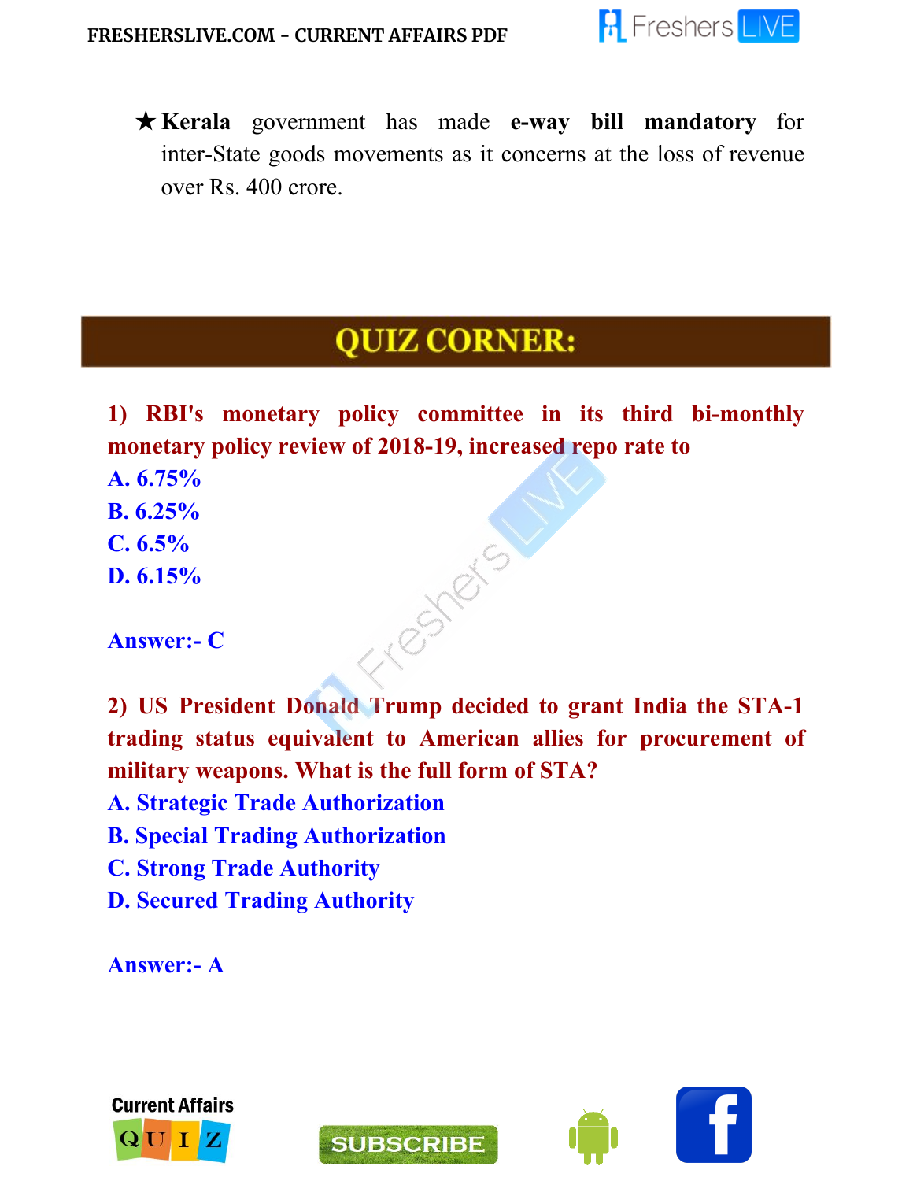- ★ **Kerala** government has made **e-way bill mandatory** for inter-State goods movements as it concerns at the loss of revenue over Rs. 400 crore.

## QUIZ CORNER:

**1) RBI's monetary policy committee in its third bi-monthly monetary policy review of 2018-19, increased repo rate to**

**A. 6.75%**
**B. 6.25%**
**C. 6.5%**
**D. 6.15%**

**Answer:- C**

**2) US President Donald Trump decided to grant India the STA-1 trading status equivalent to American allies for procurement of military weapons. What is the full form of STA?**

**A. Strategic Trade Authorization**
**B. Special Trading Authorization**
**C. Strong Trade Authority**
**D. Secured Trading Authority**

**Answer:- A**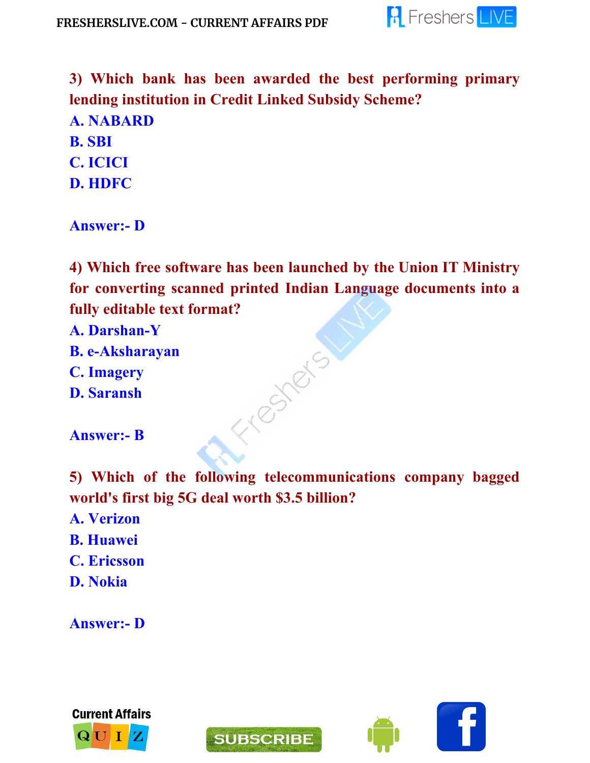**3) Which bank has been awarded the best performing primary lending institution in Credit Linked Subsidy Scheme?**

A. NABARD

B. SBI

C. ICICI

D. HDFC

**Answer:- D**

**4) Which free software has been launched by the Union IT Ministry for converting scanned printed Indian Language documents into a fully editable text format?**

A. Darshan-Y

B. e-Aksharayan

C. Imagery

D. Saransh

**Answer:- B**

**5) Which of the following telecommunications company bagged world's first big 5G deal worth $3.5 billion?**

A. Verizon

B. Huawei

C. Ericsson

D. Nokia

**Answer:- D**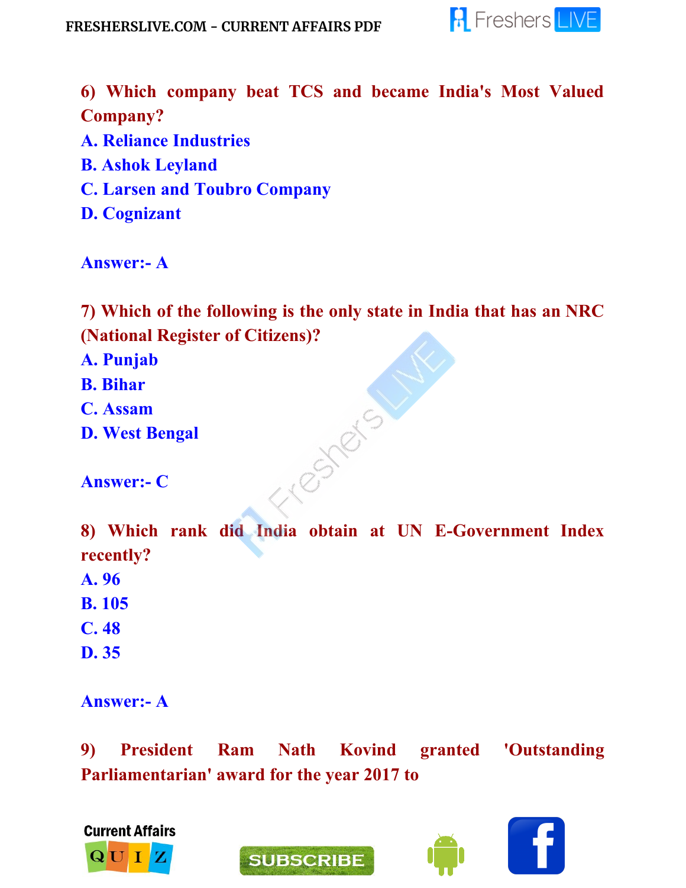**6) Which company beat TCS and became India's Most Valued Company?**

A. Reliance Industries

B. Ashok Leyland

C. Larsen and Toubro Company

D. Cognizant

Answer:- A

**7) Which of the following is the only state in India that has an NRC (National Register of Citizens)?**

A. Punjab

B. Bihar

C. Assam

D. West Bengal

Answer:- C

**8) Which rank did India obtain at UN E-Government Index recently?**

A. 96

B. 105

C. 48

D. 35

Answer:- A

**9) President Ram Nath Kovind granted 'Outstanding Parliamentarian' award for the year 2017 to**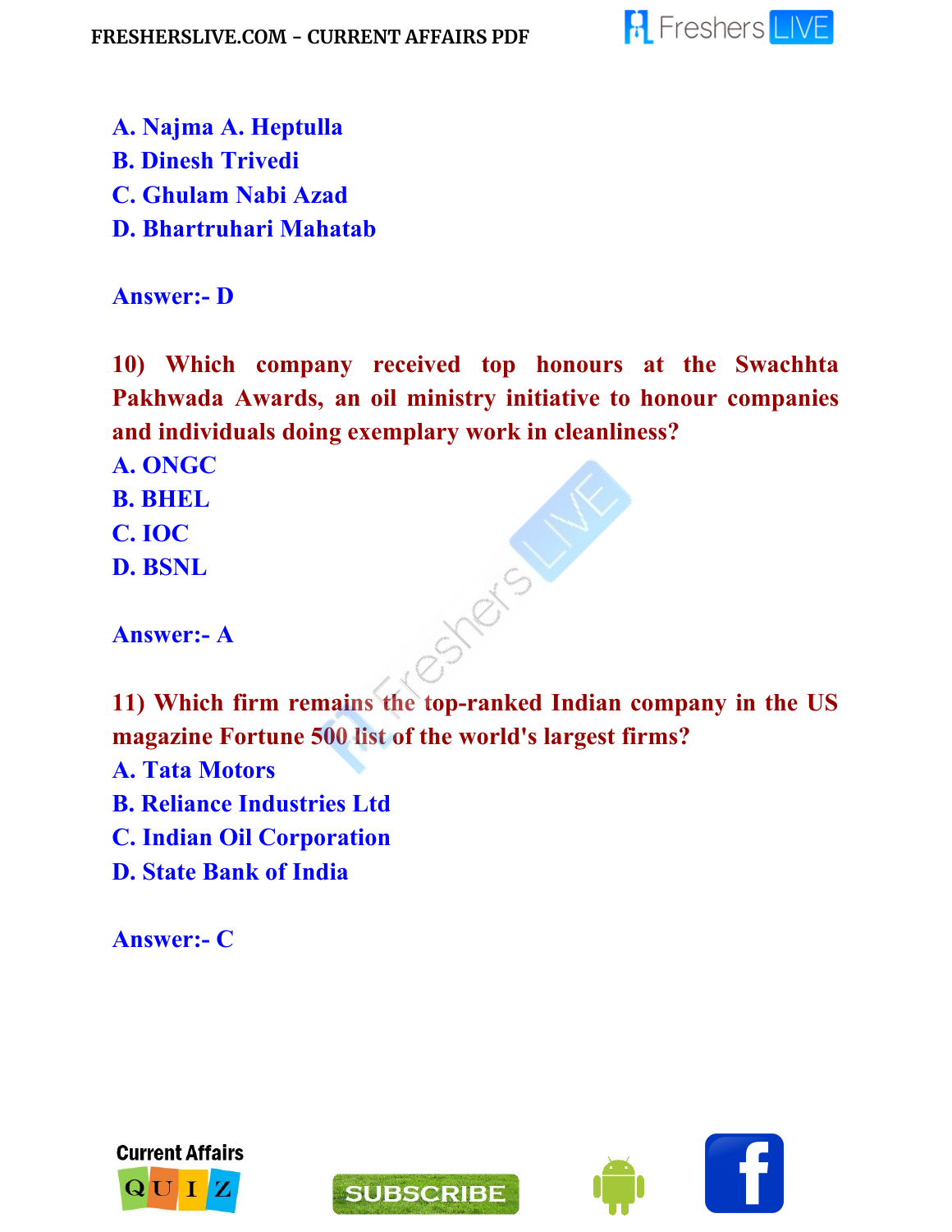A. Najma A. Heptulla
B. Dinesh Trivedi
C. Ghulam Nabi Azad
D. Bhartruhari Mahatab

Answer:- D

**10) Which company received top honours at the Swachhta Pakhwada Awards, an oil ministry initiative to honour companies and individuals doing exemplary work in cleanliness?**
A. ONGC
B. BHEL
C. IOC
D. BSNL

Answer:- A

**11) Which firm remains the top-ranked Indian company in the US magazine Fortune 500 list of the world's largest firms?**
A. Tata Motors
B. Reliance Industries Ltd
C. Indian Oil Corporation
D. State Bank of India

Answer:- C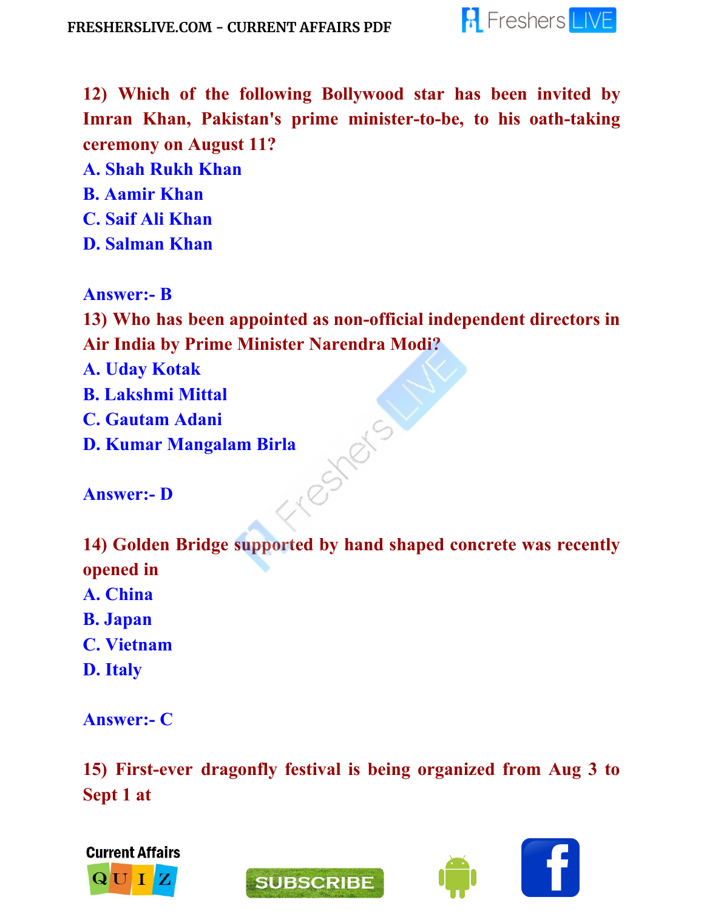**12) Which of the following Bollywood star has been invited by Imran Khan, Pakistan's prime minister-to-be, to his oath-taking ceremony on August 11?**

**A. Shah Rukh Khan**

**B. Aamir Khan**

**C. Saif Ali Khan**

**D. Salman Khan**

**Answer:- B**

**13) Who has been appointed as non-official independent directors in Air India by Prime Minister Narendra Modi?**

**A. Uday Kotak**

**B. Lakshmi Mittal**

**C. Gautam Adani**

**D. Kumar Mangalam Birla**

**Answer:- D**

**14) Golden Bridge supported by hand shaped concrete was recently opened in**

**A. China**

**B. Japan**

**C. Vietnam**

**D. Italy**

**Answer:- C**

**15) First-ever dragonfly festival is being organized from Aug 3 to Sept 1 at**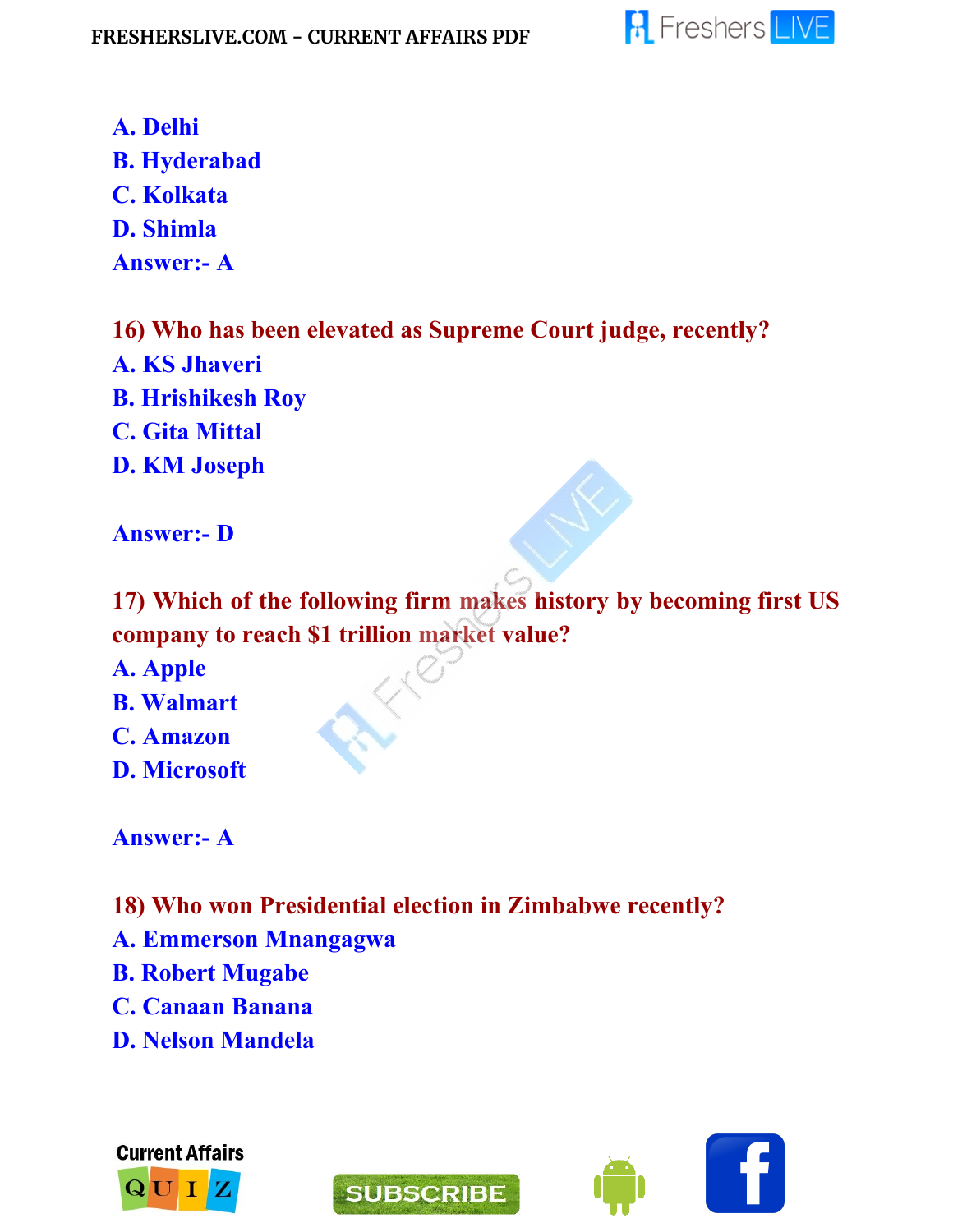A. Delhi
B. Hyderabad
C. Kolkata
D. Shimla
Answer:- A

**16) Who has been elevated as Supreme Court judge, recently?**
A. KS Jhaveri
B. Hrishikesh Roy
C. Gita Mittal
D. KM Joseph

Answer:- D

**17) Which of the following firm makes history by becoming first US company to reach $1 trillion market value?**
A. Apple
B. Walmart
C. Amazon
D. Microsoft

Answer:- A

**18) Who won Presidential election in Zimbabwe recently?**
A. Emmerson Mnangagwa
B. Robert Mugabe
C. Canaan Banana
D. Nelson Mandela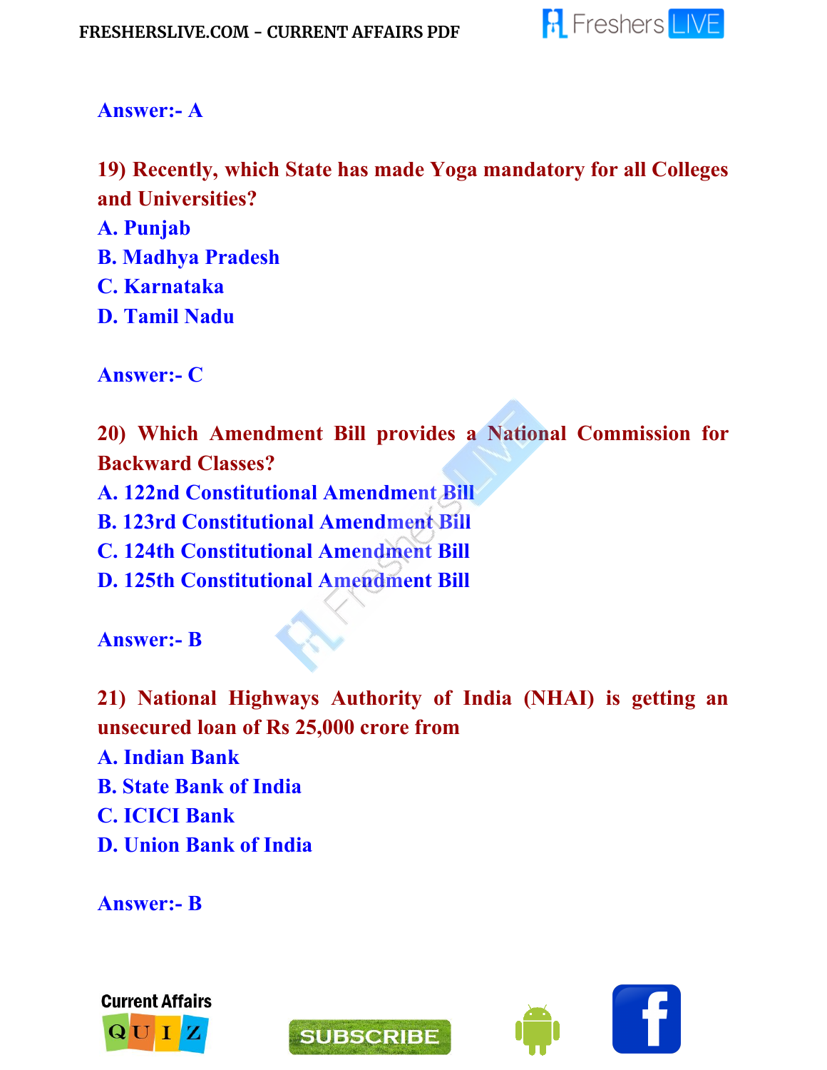**Answer:- A**

**19) Recently, which State has made Yoga mandatory for all Colleges and Universities?**

**A. Punjab**

**B. Madhya Pradesh**

**C. Karnataka**

**D. Tamil Nadu**

**Answer:- C**

**20) Which Amendment Bill provides a National Commission for Backward Classes?**

**A. 122nd Constitutional Amendment Bill**

**B. 123rd Constitutional Amendment Bill**

**C. 124th Constitutional Amendment Bill**

**D. 125th Constitutional Amendment Bill**

**Answer:- B**

**21) National Highways Authority of India (NHAI) is getting an unsecured loan of Rs 25,000 crore from**

**A. Indian Bank**

**B. State Bank of India**

**C. ICICI Bank**

**D. Union Bank of India**

**Answer:- B**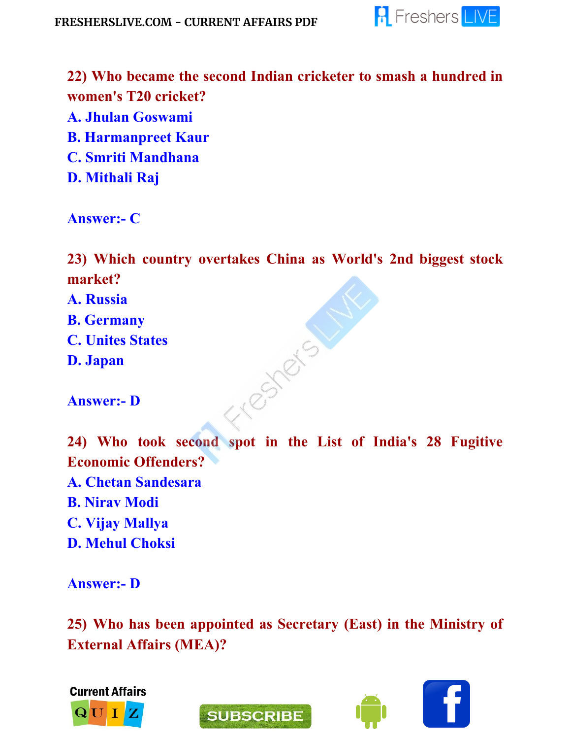**22) Who became the second Indian cricketer to smash a hundred in women's T20 cricket?**

A. Jhulan Goswami

B. Harmanpreet Kaur

C. Smriti Mandhana

D. Mithali Raj

Answer:- C

**23) Which country overtakes China as World's 2nd biggest stock market?**

A. Russia

B. Germany

C. Unites States

D. Japan

Answer:- D

**24) Who took second spot in the List of India's 28 Fugitive Economic Offenders?**

A. Chetan Sandesara

B. Nirav Modi

C. Vijay Mallya

D. Mehul Choksi

Answer:- D

**25) Who has been appointed as Secretary (East) in the Ministry of External Affairs (MEA)?**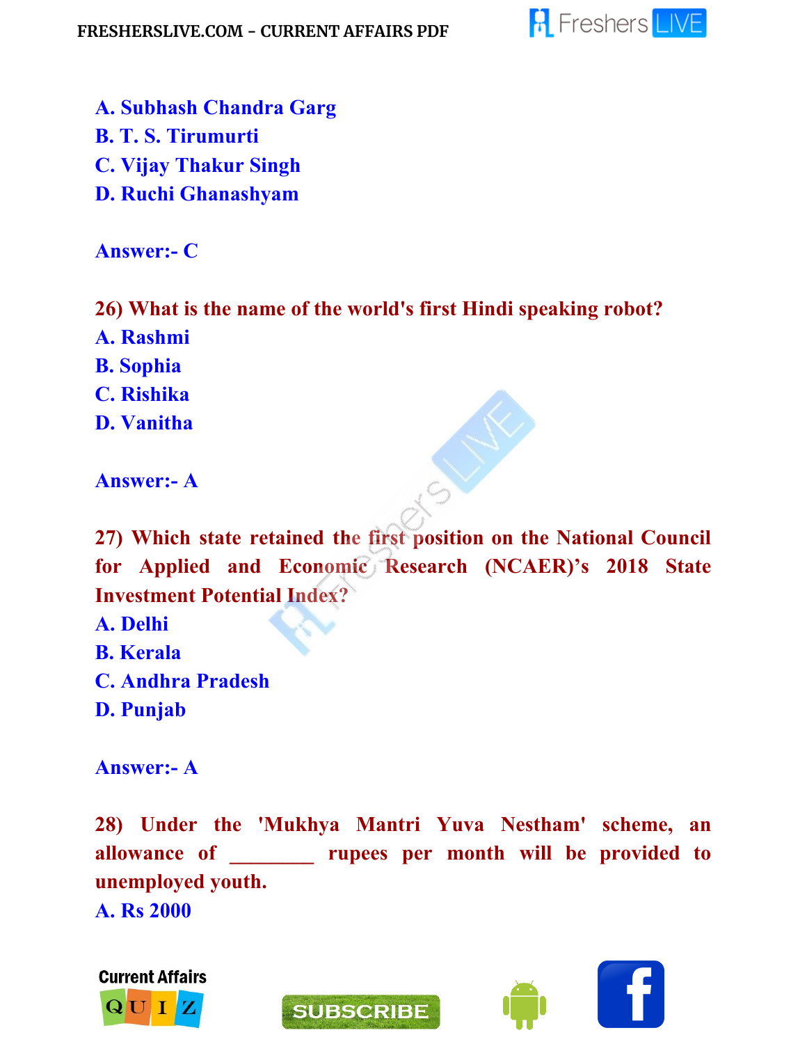**A. Subhash Chandra Garg**
**B. T. S. Tirumurti**
**C. Vijay Thakur Singh**
**D. Ruchi Ghanashyam**

**Answer:- C**

**26) What is the name of the world's first Hindi speaking robot?**
**A. Rashmi**
**B. Sophia**
**C. Rishika**
**D. Vanitha**

**Answer:- A**

**27) Which state retained the first position on the National Council for Applied and Economic Research (NCAER)'s 2018 State Investment Potential Index?**
**A. Delhi**
**B. Kerala**
**C. Andhra Pradesh**
**D. Punjab**

**Answer:- A**

**28) Under the 'Mukhya Mantri Yuva Nestham' scheme, an allowance of ________ rupees per month will be provided to unemployed youth.**
**A. Rs 2000**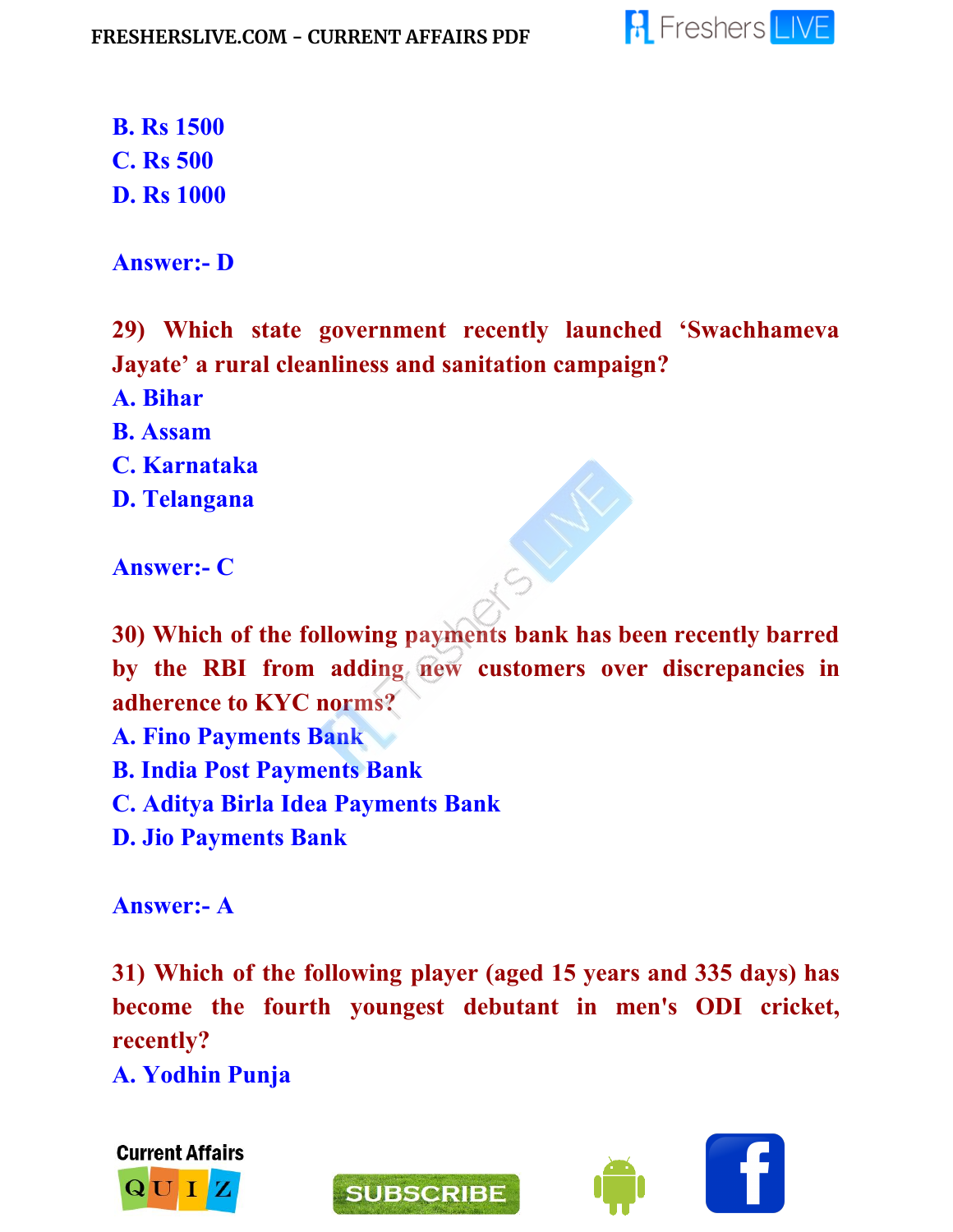B. Rs 1500
C. Rs 500
D. Rs 1000

**Answer:- D**

**29) Which state government recently launched 'Swachhameva Jayate' a rural cleanliness and sanitation campaign?**

A. Bihar
B. Assam
C. Karnataka
D. Telangana

**Answer:- C**

**30) Which of the following payments bank has been recently barred by the RBI from adding new customers over discrepancies in adherence to KYC norms?**

A. Fino Payments Bank
B. India Post Payments Bank
C. Aditya Birla Idea Payments Bank
D. Jio Payments Bank

**Answer:- A**

**31) Which of the following player (aged 15 years and 335 days) has become the fourth youngest debutant in men's ODI cricket, recently?**

A. Yodhin Punja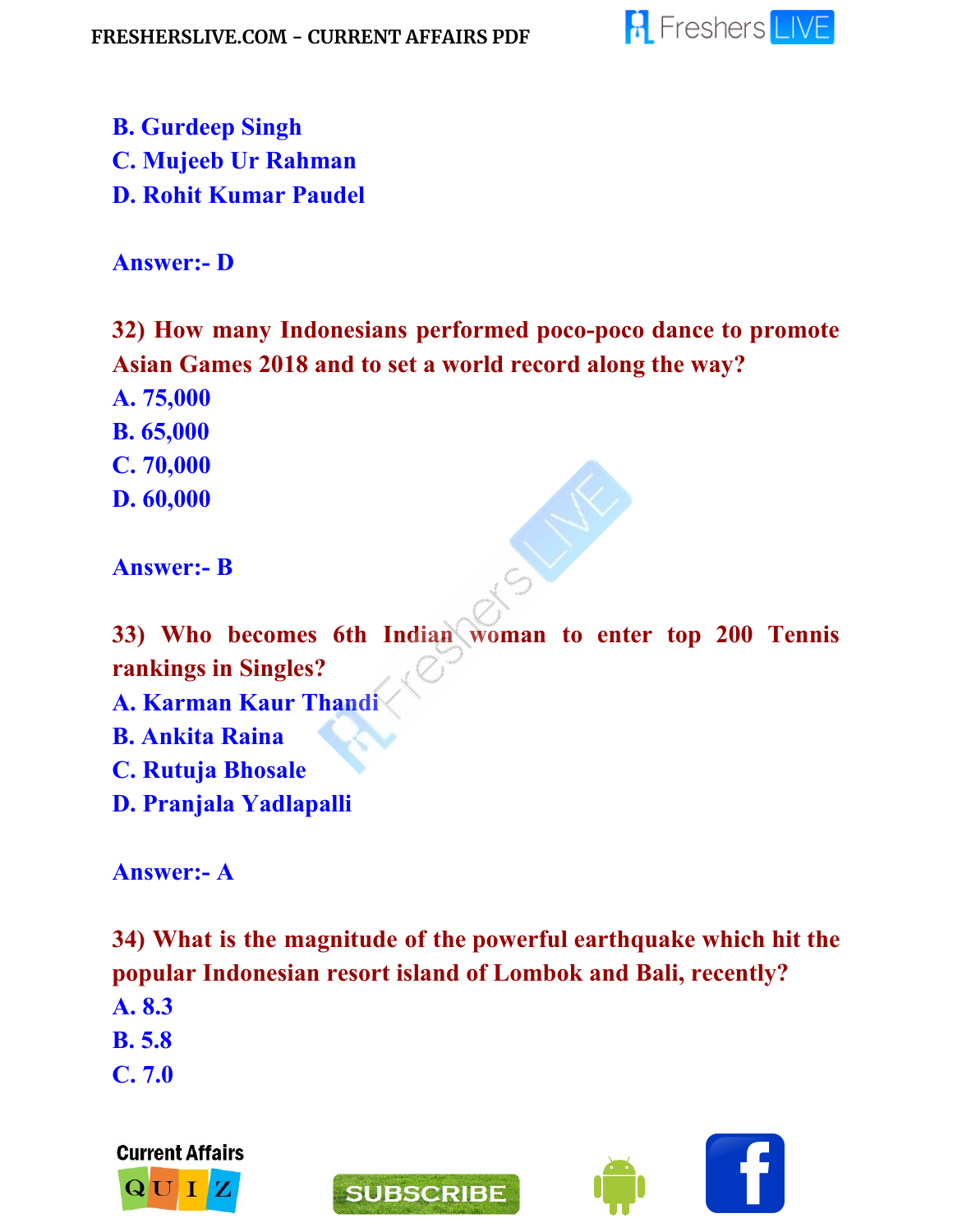B. Gurdeep Singh
C. Mujeeb Ur Rahman
D. Rohit Kumar Paudel

**Answer:- D**

**32) How many Indonesians performed poco-poco dance to promote Asian Games 2018 and to set a world record along the way?**
A. 75,000
B. 65,000
C. 70,000
D. 60,000

**Answer:- B**

**33) Who becomes 6th Indian woman to enter top 200 Tennis rankings in Singles?**
A. Karman Kaur Thandi
B. Ankita Raina
C. Rutuja Bhosale
D. Pranjala Yadlapalli

**Answer:- A**

**34) What is the magnitude of the powerful earthquake which hit the popular Indonesian resort island of Lombok and Bali, recently?**
A. 8.3
B. 5.8
C. 7.0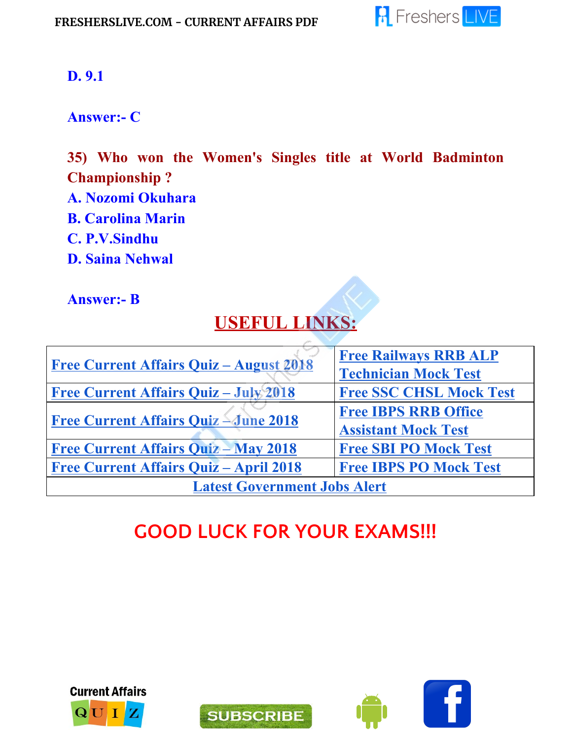**D. 9.1**

**Answer:- C**

**35) Who won the Women's Singles title at World Badminton Championship ?**

**A. Nozomi Okuhara**

**B. Carolina Marin**

**C. P.V.Sindhu**

**D. Saina Nehwal**

**Answer:- B**

## USEFUL LINKS:

| | |
|---|---|
| Free Current Affairs Quiz – August 2018 | Free Railways RRB ALP Technician Mock Test |
| Free Current Affairs Quiz – July 2018 | Free SSC CHSL Mock Test |
| Free Current Affairs Quiz – June 2018 | Free IBPS RRB Office Assistant Mock Test |
| Free Current Affairs Quiz – May 2018 | Free SBI PO Mock Test |
| Free Current Affairs Quiz – April 2018 | Free IBPS PO Mock Test |
| Latest Government Jobs Alert | |

**GOOD LUCK FOR YOUR EXAMS!!!**

Current Affairs QUIZ

SUBSCRIBE